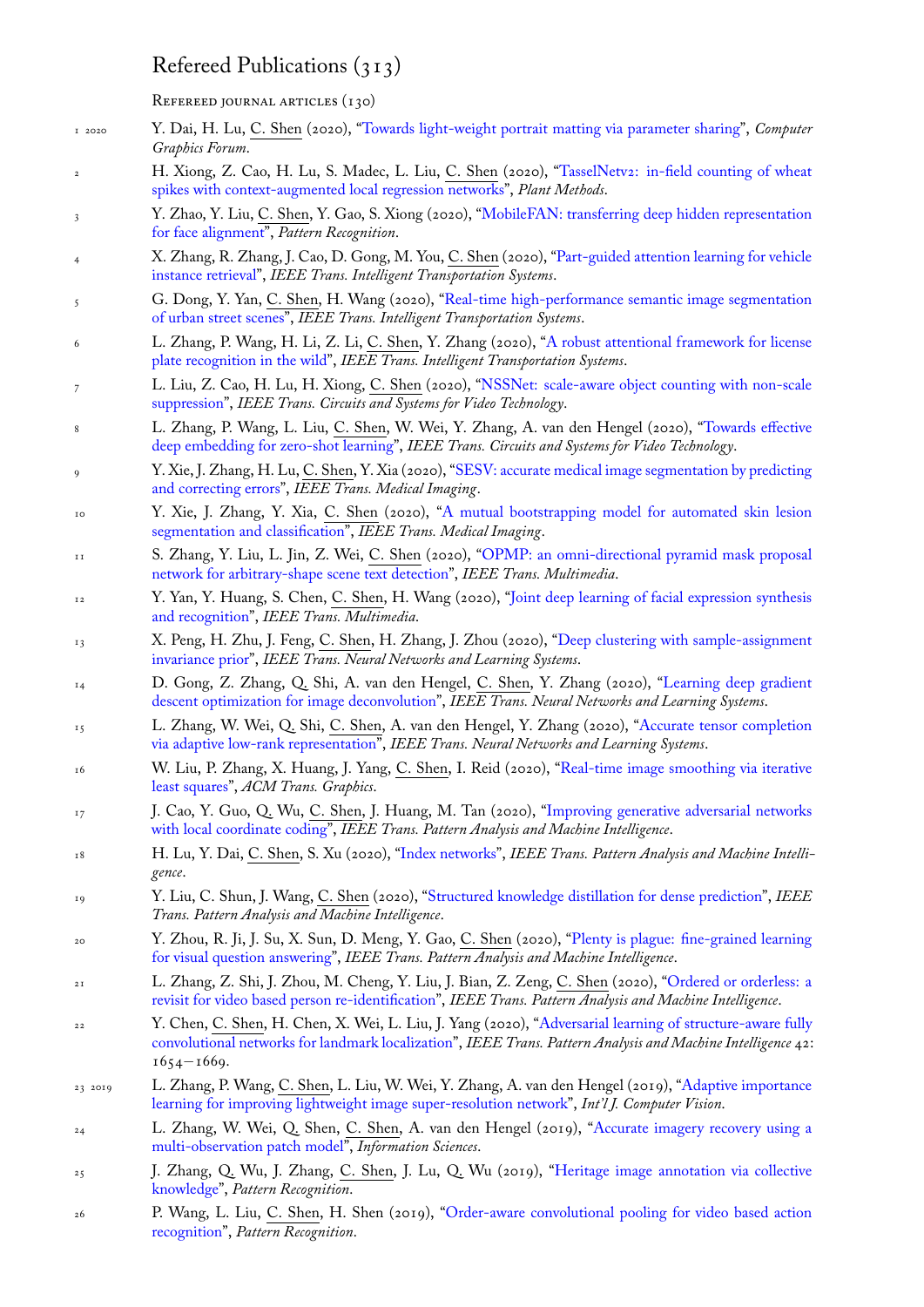# Refereed Publications (313)

## Refereed journal articles (130)

1 2020 Y. Dai, H. Lu, C. Shen (2020), "Towards light-weight portrait matting via parameter sharing", *Computer Graphics Forum*.

2 H. Xiong, Z. Cao, H. Lu, S. Madec, L. Liu, C. Shen (2020), "TasselNetv2: in-field counting of wheat spikes with context-augmented local regression networks", *Plant Methods*.

3 Y. Zhao, Y. Liu, C. Shen, Y. Gao, S. Xiong (2020), "MobileFAN: transferring deep hidden representation for face alignment", *Pattern Recognition*.

4 X. Zhang, R. Zhang, J. Cao, D. Gong, M. You, C. Shen (2020), "Part-guided attention learning for vehicle instance retrieval", *IEEE Trans. Intelligent Transportation Systems*.

5 G. Dong, Y. Yan, C. Shen, H. Wang (2020), "Real-time high-performance semantic image segmentation of urban street scenes", *IEEE Trans. Intelligent Transportation Systems*.

6 L. Zhang, P. Wang, H. Li, Z. Li, C. Shen, Y. Zhang (2020), "A robust attentional framework for license plate recognition in the wild", *IEEE Trans. Intelligent Transportation Systems*.

7 L. Liu, Z. Cao, H. Lu, H. Xiong, C. Shen (2020), "NSSNet: scale-aware object counting with non-scale suppression", *IEEE Trans. Circuits and Systems for Video Technology*.

8 L. Zhang, P. Wang, L. Liu, C. Shen, W. Wei, Y. Zhang, A. van den Hengel (2020), "Towards effective deep embedding for zero-shot learning", *IEEE Trans. Circuits and Systems for Video Technology*.

9 Y. Xie, J. Zhang, H. Lu, C. Shen, Y. Xia (2020), "SESV: accurate medical image segmentation by predicting and correcting errors", *IEEE Trans. Medical Imaging*.

10 Y. Xie, J. Zhang, Y. Xia, C. Shen (2020), "A mutual bootstrapping model for automated skin lesion segmentation and classification", *IEEE Trans. Medical Imaging*.

11 S. Zhang, Y. Liu, L. Jin, Z. Wei, C. Shen (2020), "OPMP: an omni-directional pyramid mask proposal network for arbitrary-shape scene text detection", *IEEE Trans. Multimedia*.

12 Y. Yan, Y. Huang, S. Chen, C. Shen, H. Wang (2020), "Joint deep learning of facial expression synthesis and recognition", *IEEE Trans. Multimedia*.

13 X. Peng, H. Zhu, J. Feng, C. Shen, H. Zhang, J. Zhou (2020), "Deep clustering with sample-assignment invariance prior", *IEEE Trans. Neural Networks and Learning Systems*.

14 D. Gong, Z. Zhang, Q. Shi, A. van den Hengel, C. Shen, Y. Zhang (2020), "Learning deep gradient descent optimization for image deconvolution", *IEEE Trans. Neural Networks and Learning Systems*.

15 L. Zhang, W. Wei, Q. Shi, C. Shen, A. van den Hengel, Y. Zhang (2020), "Accurate tensor completion via adaptive low-rank representation", *IEEE Trans. Neural Networks and Learning Systems*.

16 W. Liu, P. Zhang, X. Huang, J. Yang, C. Shen, I. Reid (2020), "Real-time image smoothing via iterative least squares", *ACM Trans. Graphics*.

17 J. Cao, Y. Guo, Q. Wu, C. Shen, J. Huang, M. Tan (2020), "Improving generative adversarial networks with local coordinate coding", *IEEE Trans. Pattern Analysis and Machine Intelligence*.

18 H. Lu, Y. Dai, C. Shen, S. Xu (2020), "Index networks", *IEEE Trans. Pattern Analysis and Machine Intelligence*.

19 Y. Liu, C. Shun, J. Wang, C. Shen (2020), "Structured knowledge distillation for dense prediction", *IEEE Trans. Pattern Analysis and Machine Intelligence*.

20 Y. Zhou, R. Ji, J. Su, X. Sun, D. Meng, Y. Gao, C. Shen (2020), "Plenty is plague: fine-grained learning for visual question answering", *IEEE Trans. Pattern Analysis and Machine Intelligence*.

21 L. Zhang, Z. Shi, J. Zhou, M. Cheng, Y. Liu, J. Bian, Z. Zeng, C. Shen (2020), "Ordered or orderless: a revisit for video based person re-identification", *IEEE Trans. Pattern Analysis and Machine Intelligence*.

22 Y. Chen, C. Shen, H. Chen, X. Wei, L. Liu, J. Yang (2020), "Adversarial learning of structure-aware fully convolutional networks for landmark localization", *IEEE Trans. Pattern Analysis and Machine Intelligence* 42: 1654–1669.

23 2019 L. Zhang, P. Wang, C. Shen, L. Liu, W. Wei, Y. Zhang, A. van den Hengel (2019), "Adaptive importance learning for improving lightweight image super-resolution network", *Int'l J. Computer Vision*.

24 L. Zhang, W. Wei, Q. Shen, C. Shen, A. van den Hengel (2019), "Accurate imagery recovery using a multi-observation patch model", *Information Sciences*.

25 J. Zhang, Q. Wu, J. Zhang, C. Shen, J. Lu, Q. Wu (2019), "Heritage image annotation via collective knowledge", *Pattern Recognition*.

26 P. Wang, L. Liu, C. Shen, H. Shen (2019), "Order-aware convolutional pooling for video based action recognition", *Pattern Recognition*.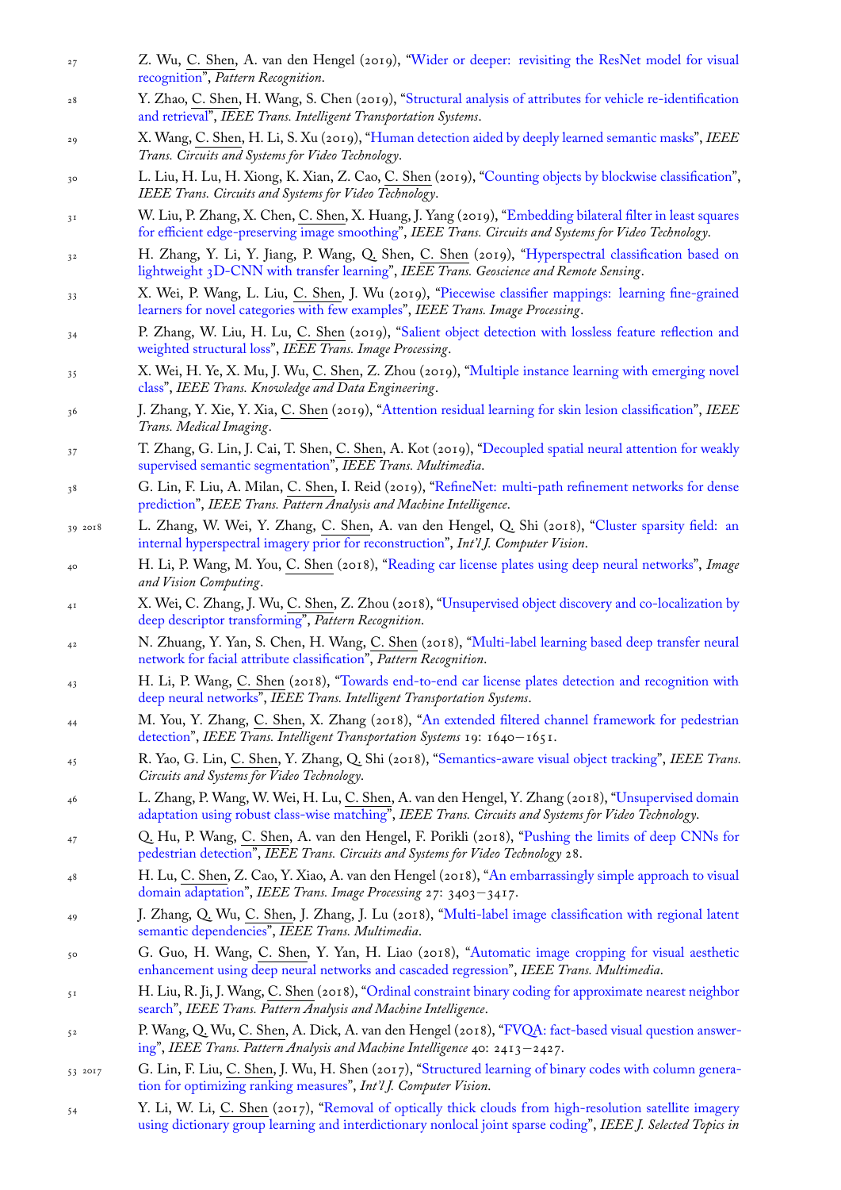27 Z. Wu, C. Shen, A. van den Hengel (2019), "Wider or deeper: revisiting the ResNet model for visual recognition", *Pattern Recognition*.

28 Y. Zhao, C. Shen, H. Wang, S. Chen (2019), "Structural analysis of attributes for vehicle re-identification and retrieval", *IEEE Trans. Intelligent Transportation Systems*.

29 X. Wang, C. Shen, H. Li, S. Xu (2019), "Human detection aided by deeply learned semantic masks", *IEEE Trans. Circuits and Systems for Video Technology*.

30 L. Liu, H. Lu, H. Xiong, K. Xian, Z. Cao, C. Shen (2019), "Counting objects by blockwise classification", *IEEE Trans. Circuits and Systems for Video Technology*.

31 W. Liu, P. Zhang, X. Chen, C. Shen, X. Huang, J. Yang (2019), "Embedding bilateral filter in least squares for efficient edge-preserving image smoothing", *IEEE Trans. Circuits and Systems for Video Technology*.

32 H. Zhang, Y. Li, Y. Jiang, P. Wang, Q. Shen, C. Shen (2019), "Hyperspectral classification based on lightweight 3D-CNN with transfer learning", *IEEE Trans. Geoscience and Remote Sensing*.

33 X. Wei, P. Wang, L. Liu, C. Shen, J. Wu (2019), "Piecewise classifier mappings: learning fine-grained learners for novel categories with few examples", *IEEE Trans. Image Processing*.

34 P. Zhang, W. Liu, H. Lu, C. Shen (2019), "Salient object detection with lossless feature reflection and weighted structural loss", *IEEE Trans. Image Processing*.

35 X. Wei, H. Ye, X. Mu, J. Wu, C. Shen, Z. Zhou (2019), "Multiple instance learning with emerging novel class", *IEEE Trans. Knowledge and Data Engineering*.

36 J. Zhang, Y. Xie, Y. Xia, C. Shen (2019), "Attention residual learning for skin lesion classification", *IEEE Trans. Medical Imaging*.

37 T. Zhang, G. Lin, J. Cai, T. Shen, C. Shen, A. Kot (2019), "Decoupled spatial neural attention for weakly supervised semantic segmentation", *IEEE Trans. Multimedia*.

38 G. Lin, F. Liu, A. Milan, C. Shen, I. Reid (2019), "RefineNet: multi-path refinement networks for dense prediction", *IEEE Trans. Pattern Analysis and Machine Intelligence*.

39 2018 L. Zhang, W. Wei, Y. Zhang, C. Shen, A. van den Hengel, Q. Shi (2018), "Cluster sparsity field: an internal hyperspectral imagery prior for reconstruction", *Int'l J. Computer Vision*.

40 H. Li, P. Wang, M. You, C. Shen (2018), "Reading car license plates using deep neural networks", *Image and Vision Computing*.

41 X. Wei, C. Zhang, J. Wu, C. Shen, Z. Zhou (2018), "Unsupervised object discovery and co-localization by deep descriptor transforming", *Pattern Recognition*.

42 N. Zhuang, Y. Yan, S. Chen, H. Wang, C. Shen (2018), "Multi-label learning based deep transfer neural network for facial attribute classification", *Pattern Recognition*.

43 H. Li, P. Wang, C. Shen (2018), "Towards end-to-end car license plates detection and recognition with deep neural networks", *IEEE Trans. Intelligent Transportation Systems*.

44 M. You, Y. Zhang, C. Shen, X. Zhang (2018), "An extended filtered channel framework for pedestrian detection", *IEEE Trans. Intelligent Transportation Systems* 19: 1640–1651.

45 R. Yao, G. Lin, C. Shen, Y. Zhang, Q. Shi (2018), "Semantics-aware visual object tracking", *IEEE Trans. Circuits and Systems for Video Technology*.

46 L. Zhang, P. Wang, W. Wei, H. Lu, C. Shen, A. van den Hengel, Y. Zhang (2018), "Unsupervised domain adaptation using robust class-wise matching", *IEEE Trans. Circuits and Systems for Video Technology*.

47 Q. Hu, P. Wang, C. Shen, A. van den Hengel, F. Porikli (2018), "Pushing the limits of deep CNNs for pedestrian detection", *IEEE Trans. Circuits and Systems for Video Technology* 28.

48 H. Lu, C. Shen, Z. Cao, Y. Xiao, A. van den Hengel (2018), "An embarrassingly simple approach to visual domain adaptation", *IEEE Trans. Image Processing* 27: 3403–3417.

49 J. Zhang, Q. Wu, C. Shen, J. Zhang, J. Lu (2018), "Multi-label image classification with regional latent semantic dependencies", *IEEE Trans. Multimedia*.

50 G. Guo, H. Wang, C. Shen, Y. Yan, H. Liao (2018), "Automatic image cropping for visual aesthetic enhancement using deep neural networks and cascaded regression", *IEEE Trans. Multimedia*.

51 H. Liu, R. Ji, J. Wang, C. Shen (2018), "Ordinal constraint binary coding for approximate nearest neighbor search", *IEEE Trans. Pattern Analysis and Machine Intelligence*.

52 P. Wang, Q. Wu, C. Shen, A. Dick, A. van den Hengel (2018), "FVQA: fact-based visual question answering", *IEEE Trans. Pattern Analysis and Machine Intelligence* 40: 2413–2427.

53 2017 G. Lin, F. Liu, C. Shen, J. Wu, H. Shen (2017), "Structured learning of binary codes with column generation for optimizing ranking measures", *Int'l J. Computer Vision*.

54 Y. Li, W. Li, C. Shen (2017), "Removal of optically thick clouds from high-resolution satellite imagery using dictionary group learning and interdictionary nonlocal joint sparse coding", *IEEE J. Selected Topics in*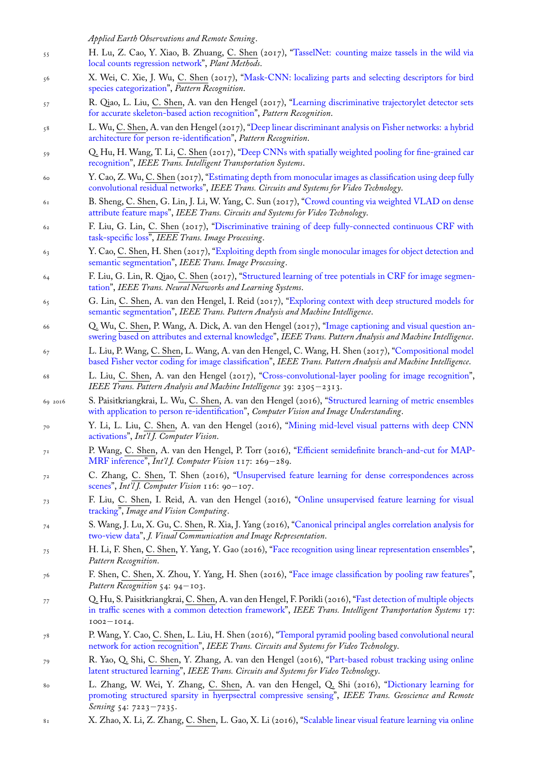*Applied Earth Observations and Remote Sensing*.

55. H. Lu, Z. Cao, Y. Xiao, B. Zhuang, C. Shen (2017), "TasselNet: counting maize tassels in the wild via local counts regression network", *Plant Methods*.
56. X. Wei, C. Xie, J. Wu, C. Shen (2017), "Mask-CNN: localizing parts and selecting descriptors for bird species categorization", *Pattern Recognition*.
57. R. Qiao, L. Liu, C. Shen, A. van den Hengel (2017), "Learning discriminative trajectorylet detector sets for accurate skeleton-based action recognition", *Pattern Recognition*.
58. L. Wu, C. Shen, A. van den Hengel (2017), "Deep linear discriminant analysis on Fisher networks: a hybrid architecture for person re-identification", *Pattern Recognition*.
59. Q. Hu, H. Wang, T. Li, C. Shen (2017), "Deep CNNs with spatially weighted pooling for fine-grained car recognition", *IEEE Trans. Intelligent Transportation Systems*.
60. Y. Cao, Z. Wu, C. Shen (2017), "Estimating depth from monocular images as classification using deep fully convolutional residual networks", *IEEE Trans. Circuits and Systems for Video Technology*.
61. B. Sheng, C. Shen, G. Lin, J. Li, W. Yang, C. Sun (2017), "Crowd counting via weighted VLAD on dense attribute feature maps", *IEEE Trans. Circuits and Systems for Video Technology*.
62. F. Liu, G. Lin, C. Shen (2017), "Discriminative training of deep fully-connected continuous CRF with task-specific loss", *IEEE Trans. Image Processing*.
63. Y. Cao, C. Shen, H. Shen (2017), "Exploiting depth from single monocular images for object detection and semantic segmentation", *IEEE Trans. Image Processing*.
64. F. Liu, G. Lin, R. Qiao, C. Shen (2017), "Structured learning of tree potentials in CRF for image segmentation", *IEEE Trans. Neural Networks and Learning Systems*.
65. G. Lin, C. Shen, A. van den Hengel, I. Reid (2017), "Exploring context with deep structured models for semantic segmentation", *IEEE Trans. Pattern Analysis and Machine Intelligence*.
66. Q. Wu, C. Shen, P. Wang, A. Dick, A. van den Hengel (2017), "Image captioning and visual question answering based on attributes and external knowledge", *IEEE Trans. Pattern Analysis and Machine Intelligence*.
67. L. Liu, P. Wang, C. Shen, L. Wang, A. van den Hengel, C. Wang, H. Shen (2017), "Compositional model based Fisher vector coding for image classification", *IEEE Trans. Pattern Analysis and Machine Intelligence*.
68. L. Liu, C. Shen, A. van den Hengel (2017), "Cross-convolutional-layer pooling for image recognition", *IEEE Trans. Pattern Analysis and Machine Intelligence* 39: 2305–2313.

**2016**

69. S. Paisitkriangkrai, L. Wu, C. Shen, A. van den Hengel (2016), "Structured learning of metric ensembles with application to person re-identification", *Computer Vision and Image Understanding*.
70. Y. Li, L. Liu, C. Shen, A. van den Hengel (2016), "Mining mid-level visual patterns with deep CNN activations", *Int'l J. Computer Vision*.
71. P. Wang, C. Shen, A. van den Hengel, P. Torr (2016), "Efficient semidefinite branch-and-cut for MAP-MRF inference", *Int'l J. Computer Vision* 117: 269–289.
72. C. Zhang, C. Shen, T. Shen (2016), "Unsupervised feature learning for dense correspondences across scenes", *Int'l J. Computer Vision* 116: 90–107.
73. F. Liu, C. Shen, I. Reid, A. van den Hengel (2016), "Online unsupervised feature learning for visual tracking", *Image and Vision Computing*.
74. S. Wang, J. Lu, X. Gu, C. Shen, R. Xia, J. Yang (2016), "Canonical principal angles correlation analysis for two-view data", *J. Visual Communication and Image Representation*.
75. H. Li, F. Shen, C. Shen, Y. Yang, Y. Gao (2016), "Face recognition using linear representation ensembles", *Pattern Recognition*.
76. F. Shen, C. Shen, X. Zhou, Y. Yang, H. Shen (2016), "Face image classification by pooling raw features", *Pattern Recognition* 54: 94–103.
77. Q. Hu, S. Paisitkriangkrai, C. Shen, A. van den Hengel, F. Porikli (2016), "Fast detection of multiple objects in traffic scenes with a common detection framework", *IEEE Trans. Intelligent Transportation Systems* 17: 1002–1014.
78. P. Wang, Y. Cao, C. Shen, L. Liu, H. Shen (2016), "Temporal pyramid pooling based convolutional neural network for action recognition", *IEEE Trans. Circuits and Systems for Video Technology*.
79. R. Yao, Q. Shi, C. Shen, Y. Zhang, A. van den Hengel (2016), "Part-based robust tracking using online latent structured learning", *IEEE Trans. Circuits and Systems for Video Technology*.
80. L. Zhang, W. Wei, Y. Zhang, C. Shen, A. van den Hengel, Q. Shi (2016), "Dictionary learning for promoting structured sparsity in hyerpsectral compressive sensing", *IEEE Trans. Geoscience and Remote Sensing* 54: 7223–7235.
81. X. Zhao, X. Li, Z. Zhang, C. Shen, L. Gao, X. Li (2016), "Scalable linear visual feature learning via online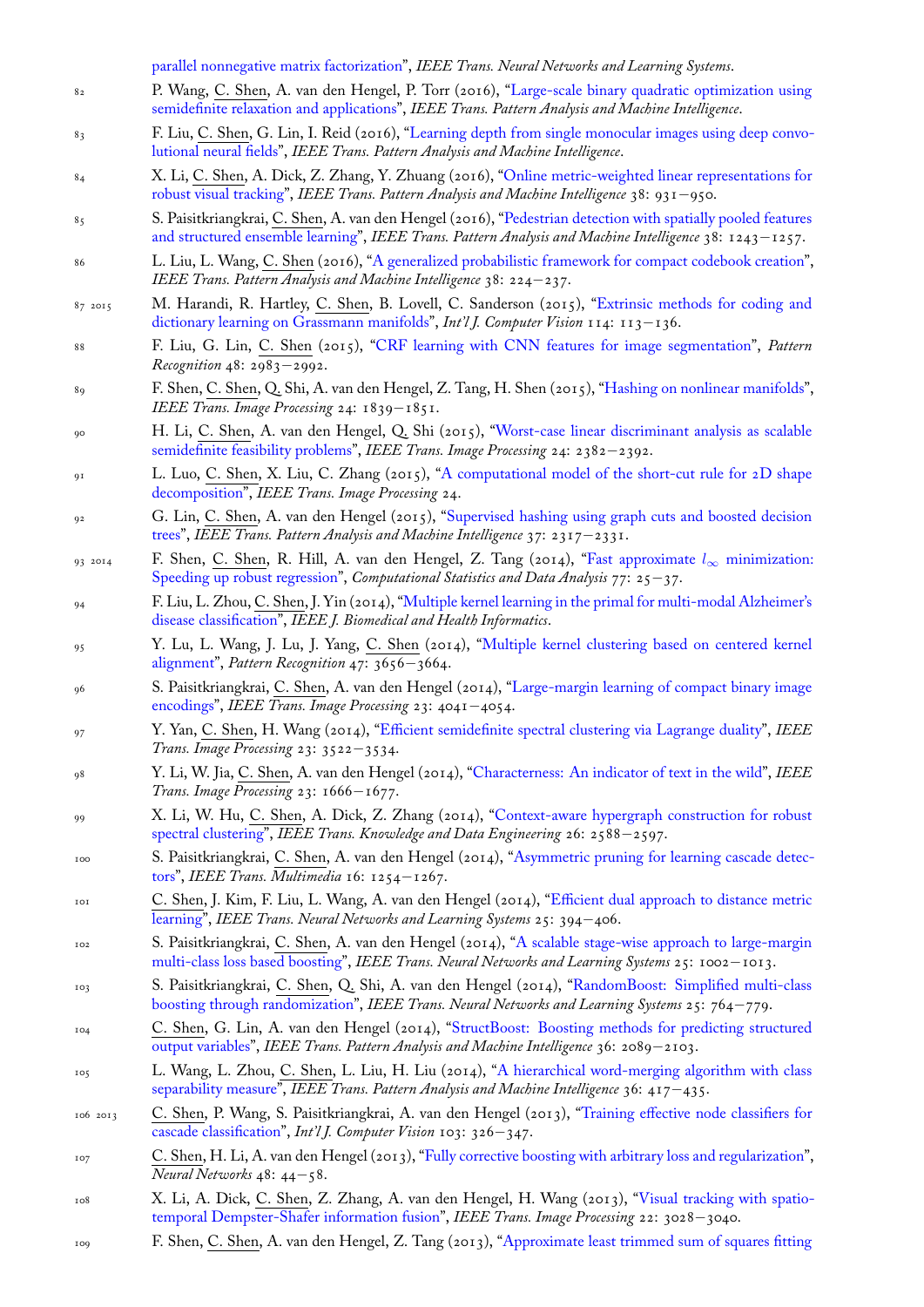parallel nonnegative matrix factorization", *IEEE Trans. Neural Networks and Learning Systems*.

82 P. Wang, C. Shen, A. van den Hengel, P. Torr (2016), "Large-scale binary quadratic optimization using semidefinite relaxation and applications", *IEEE Trans. Pattern Analysis and Machine Intelligence*.

83 F. Liu, C. Shen, G. Lin, I. Reid (2016), "Learning depth from single monocular images using deep convolutional neural fields", *IEEE Trans. Pattern Analysis and Machine Intelligence*.

84 X. Li, C. Shen, A. Dick, Z. Zhang, Y. Zhuang (2016), "Online metric-weighted linear representations for robust visual tracking", *IEEE Trans. Pattern Analysis and Machine Intelligence* 38: 931–950.

85 S. Paisitkriangkrai, C. Shen, A. van den Hengel (2016), "Pedestrian detection with spatially pooled features and structured ensemble learning", *IEEE Trans. Pattern Analysis and Machine Intelligence* 38: 1243–1257.

86 L. Liu, L. Wang, C. Shen (2016), "A generalized probabilistic framework for compact codebook creation", *IEEE Trans. Pattern Analysis and Machine Intelligence* 38: 224–237.

87 2015 M. Harandi, R. Hartley, C. Shen, B. Lovell, C. Sanderson (2015), "Extrinsic methods for coding and dictionary learning on Grassmann manifolds", *Int'l J. Computer Vision* 114: 113–136.

88 F. Liu, G. Lin, C. Shen (2015), "CRF learning with CNN features for image segmentation", *Pattern Recognition* 48: 2983–2992.

89 F. Shen, C. Shen, Q. Shi, A. van den Hengel, Z. Tang, H. Shen (2015), "Hashing on nonlinear manifolds", *IEEE Trans. Image Processing* 24: 1839–1851.

90 H. Li, C. Shen, A. van den Hengel, Q. Shi (2015), "Worst-case linear discriminant analysis as scalable semidefinite feasibility problems", *IEEE Trans. Image Processing* 24: 2382–2392.

91 L. Luo, C. Shen, X. Liu, C. Zhang (2015), "A computational model of the short-cut rule for 2D shape decomposition", *IEEE Trans. Image Processing* 24.

92 G. Lin, C. Shen, A. van den Hengel (2015), "Supervised hashing using graph cuts and boosted decision trees", *IEEE Trans. Pattern Analysis and Machine Intelligence* 37: 2317–2331.

93 2014 F. Shen, C. Shen, R. Hill, A. van den Hengel, Z. Tang (2014), "Fast approximate $l_\infty$ minimization: Speeding up robust regression", *Computational Statistics and Data Analysis* 77: 25–37.

94 F. Liu, L. Zhou, C. Shen, J. Yin (2014), "Multiple kernel learning in the primal for multi-modal Alzheimer's disease classification", *IEEE J. Biomedical and Health Informatics*.

95 Y. Lu, L. Wang, J. Lu, J. Yang, C. Shen (2014), "Multiple kernel clustering based on centered kernel alignment", *Pattern Recognition* 47: 3656–3664.

96 S. Paisitkriangkrai, C. Shen, A. van den Hengel (2014), "Large-margin learning of compact binary image encodings", *IEEE Trans. Image Processing* 23: 4041–4054.

97 Y. Yan, C. Shen, H. Wang (2014), "Efficient semidefinite spectral clustering via Lagrange duality", *IEEE Trans. Image Processing* 23: 3522–3534.

98 Y. Li, W. Jia, C. Shen, A. van den Hengel (2014), "Characterness: An indicator of text in the wild", *IEEE Trans. Image Processing* 23: 1666–1677.

99 X. Li, W. Hu, C. Shen, A. Dick, Z. Zhang (2014), "Context-aware hypergraph construction for robust spectral clustering", *IEEE Trans. Knowledge and Data Engineering* 26: 2588–2597.

100 S. Paisitkriangkrai, C. Shen, A. van den Hengel (2014), "Asymmetric pruning for learning cascade detectors", *IEEE Trans. Multimedia* 16: 1254–1267.

101 C. Shen, J. Kim, F. Liu, L. Wang, A. van den Hengel (2014), "Efficient dual approach to distance metric learning", *IEEE Trans. Neural Networks and Learning Systems* 25: 394–406.

102 S. Paisitkriangkrai, C. Shen, A. van den Hengel (2014), "A scalable stage-wise approach to large-margin multi-class loss based boosting", *IEEE Trans. Neural Networks and Learning Systems* 25: 1002–1013.

103 S. Paisitkriangkrai, C. Shen, Q. Shi, A. van den Hengel (2014), "RandomBoost: Simplified multi-class boosting through randomization", *IEEE Trans. Neural Networks and Learning Systems* 25: 764–779.

104 C. Shen, G. Lin, A. van den Hengel (2014), "StructBoost: Boosting methods for predicting structured output variables", *IEEE Trans. Pattern Analysis and Machine Intelligence* 36: 2089–2103.

105 L. Wang, L. Zhou, C. Shen, L. Liu, H. Liu (2014), "A hierarchical word-merging algorithm with class separability measure", *IEEE Trans. Pattern Analysis and Machine Intelligence* 36: 417–435.

106 2013 C. Shen, P. Wang, S. Paisitkriangkrai, A. van den Hengel (2013), "Training effective node classifiers for cascade classification", *Int'l J. Computer Vision* 103: 326–347.

107 C. Shen, H. Li, A. van den Hengel (2013), "Fully corrective boosting with arbitrary loss and regularization", *Neural Networks* 48: 44–58.

108 X. Li, A. Dick, C. Shen, Z. Zhang, A. van den Hengel, H. Wang (2013), "Visual tracking with spatio-temporal Dempster-Shafer information fusion", *IEEE Trans. Image Processing* 22: 3028–3040.

109 F. Shen, C. Shen, A. van den Hengel, Z. Tang (2013), "Approximate least trimmed sum of squares fitting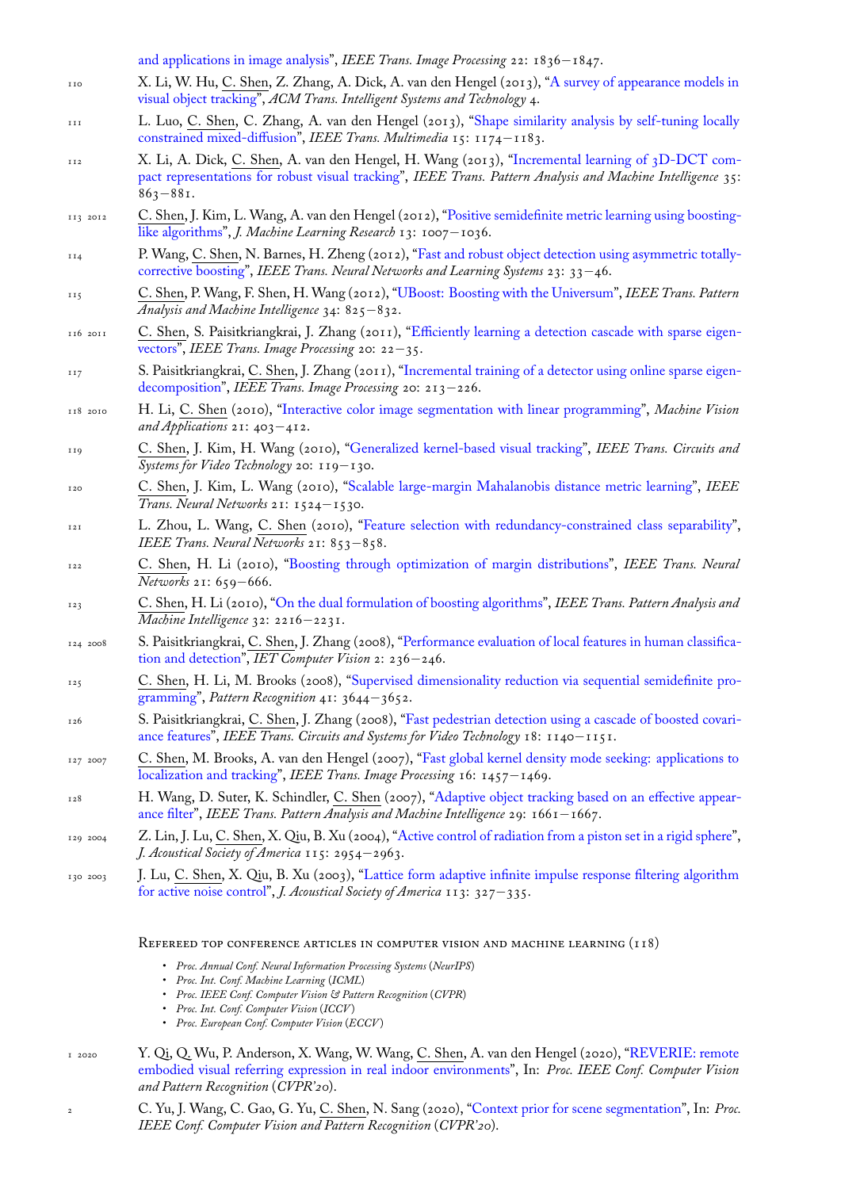and applications in image analysis", *IEEE Trans. Image Processing* 22: 1836–1847.

110 X. Li, W. Hu, C. Shen, Z. Zhang, A. Dick, A. van den Hengel (2013), "A survey of appearance models in visual object tracking", *ACM Trans. Intelligent Systems and Technology* 4.

111 L. Luo, C. Shen, C. Zhang, A. van den Hengel (2013), "Shape similarity analysis by self-tuning locally constrained mixed-diffusion", *IEEE Trans. Multimedia* 15: 1174–1183.

112 X. Li, A. Dick, C. Shen, A. van den Hengel, H. Wang (2013), "Incremental learning of 3D-DCT compact representations for robust visual tracking", *IEEE Trans. Pattern Analysis and Machine Intelligence* 35: 863–881.

113 2012 C. Shen, J. Kim, L. Wang, A. van den Hengel (2012), "Positive semidefinite metric learning using boosting-like algorithms", *J. Machine Learning Research* 13: 1007–1036.

114 P. Wang, C. Shen, N. Barnes, H. Zheng (2012), "Fast and robust object detection using asymmetric totally-corrective boosting", *IEEE Trans. Neural Networks and Learning Systems* 23: 33–46.

115 C. Shen, P. Wang, F. Shen, H. Wang (2012), "UBoost: Boosting with the Universum", *IEEE Trans. Pattern Analysis and Machine Intelligence* 34: 825–832.

116 2011 C. Shen, S. Paisitkriangkrai, J. Zhang (2011), "Efficiently learning a detection cascade with sparse eigenvectors", *IEEE Trans. Image Processing* 20: 22–35.

117 S. Paisitkriangkrai, C. Shen, J. Zhang (2011), "Incremental training of a detector using online sparse eigendecomposition", *IEEE Trans. Image Processing* 20: 213–226.

118 2010 H. Li, C. Shen (2010), "Interactive color image segmentation with linear programming", *Machine Vision and Applications* 21: 403–412.

119 C. Shen, J. Kim, H. Wang (2010), "Generalized kernel-based visual tracking", *IEEE Trans. Circuits and Systems for Video Technology* 20: 119–130.

120 C. Shen, J. Kim, L. Wang (2010), "Scalable large-margin Mahalanobis distance metric learning", *IEEE Trans. Neural Networks* 21: 1524–1530.

121 L. Zhou, L. Wang, C. Shen (2010), "Feature selection with redundancy-constrained class separability", *IEEE Trans. Neural Networks* 21: 853–858.

122 C. Shen, H. Li (2010), "Boosting through optimization of margin distributions", *IEEE Trans. Neural Networks* 21: 659–666.

123 C. Shen, H. Li (2010), "On the dual formulation of boosting algorithms", *IEEE Trans. Pattern Analysis and Machine Intelligence* 32: 2216–2231.

124 2008 S. Paisitkriangkrai, C. Shen, J. Zhang (2008), "Performance evaluation of local features in human classification and detection", *IET Computer Vision* 2: 236–246.

125 C. Shen, H. Li, M. Brooks (2008), "Supervised dimensionality reduction via sequential semidefinite programming", *Pattern Recognition* 41: 3644–3652.

126 S. Paisitkriangkrai, C. Shen, J. Zhang (2008), "Fast pedestrian detection using a cascade of boosted covariance features", *IEEE Trans. Circuits and Systems for Video Technology* 18: 1140–1151.

127 2007 C. Shen, M. Brooks, A. van den Hengel (2007), "Fast global kernel density mode seeking: applications to localization and tracking", *IEEE Trans. Image Processing* 16: 1457–1469.

128 H. Wang, D. Suter, K. Schindler, C. Shen (2007), "Adaptive object tracking based on an effective appearance filter", *IEEE Trans. Pattern Analysis and Machine Intelligence* 29: 1661–1667.

129 2004 Z. Lin, J. Lu, C. Shen, X. Qiu, B. Xu (2004), "Active control of radiation from a piston set in a rigid sphere", *J. Acoustical Society of America* 115: 2954–2963.

130 2003 J. Lu, C. Shen, X. Qiu, B. Xu (2003), "Lattice form adaptive infinite impulse response filtering algorithm for active noise control", *J. Acoustical Society of America* 113: 327–335.

## Refereed top conference articles in computer vision and machine learning (118)

- *Proc. Annual Conf. Neural Information Processing Systems (NeurIPS)*
- *Proc. Int. Conf. Machine Learning (ICML)*
- *Proc. IEEE Conf. Computer Vision & Pattern Recognition (CVPR)*
- *Proc. Int. Conf. Computer Vision (ICCV)*
- *Proc. European Conf. Computer Vision (ECCV)*

1 2020 Y. Qi, Q. Wu, P. Anderson, X. Wang, W. Wang, C. Shen, A. van den Hengel (2020), "REVERIE: remote embodied visual referring expression in real indoor environments", In: *Proc. IEEE Conf. Computer Vision and Pattern Recognition (CVPR'20)*.

2 C. Yu, J. Wang, C. Gao, G. Yu, C. Shen, N. Sang (2020), "Context prior for scene segmentation", In: *Proc. IEEE Conf. Computer Vision and Pattern Recognition (CVPR'20)*.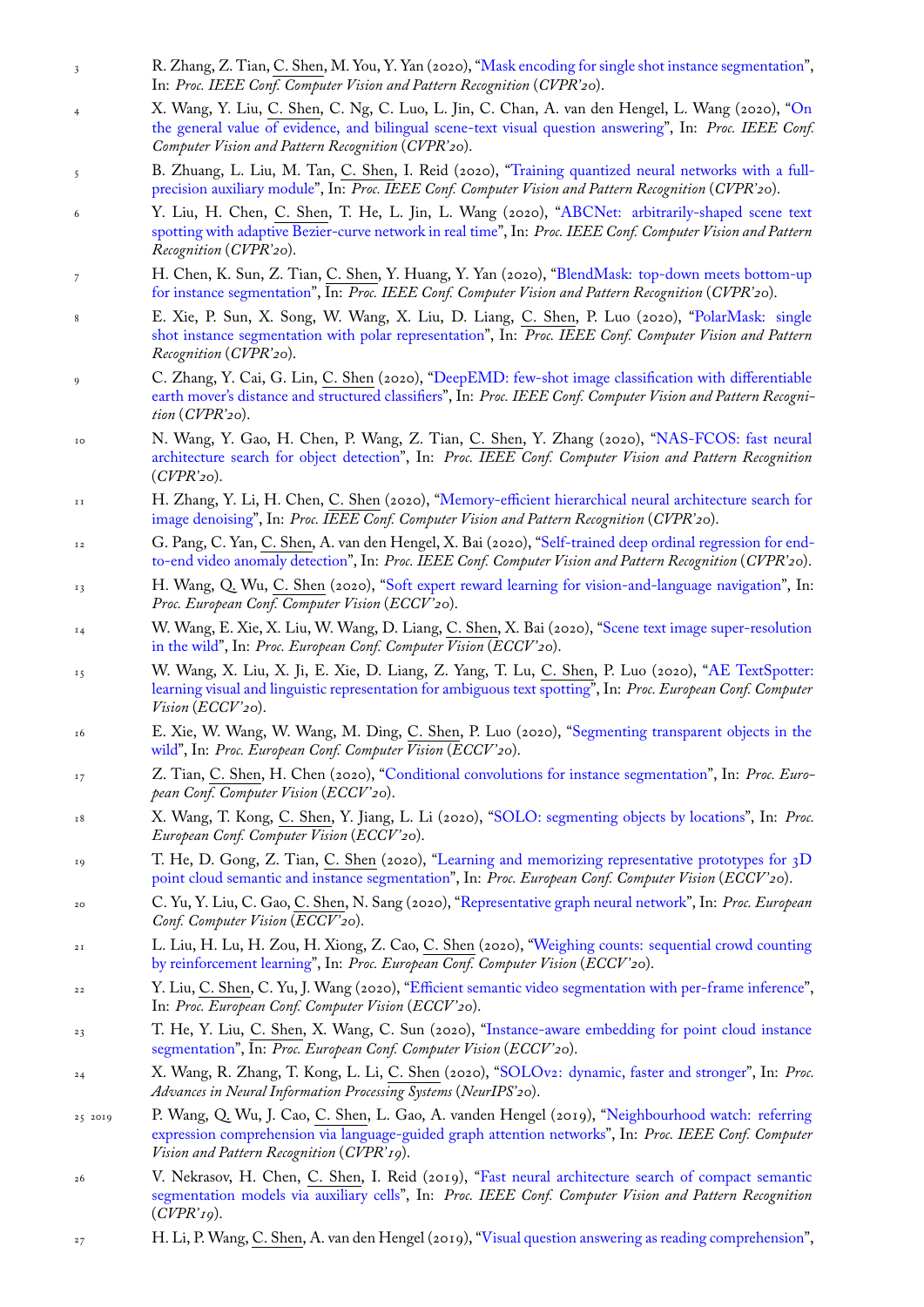3 R. Zhang, Z. Tian, C. Shen, M. You, Y. Yan (2020), "Mask encoding for single shot instance segmentation", In: *Proc. IEEE Conf. Computer Vision and Pattern Recognition* (*CVPR'20*).

4 X. Wang, Y. Liu, C. Shen, C. Ng, C. Luo, L. Jin, C. Chan, A. van den Hengel, L. Wang (2020), "On the general value of evidence, and bilingual scene-text visual question answering", In: *Proc. IEEE Conf. Computer Vision and Pattern Recognition* (*CVPR'20*).

5 B. Zhuang, L. Liu, M. Tan, C. Shen, I. Reid (2020), "Training quantized neural networks with a full-precision auxiliary module", In: *Proc. IEEE Conf. Computer Vision and Pattern Recognition* (*CVPR'20*).

6 Y. Liu, H. Chen, C. Shen, T. He, L. Jin, L. Wang (2020), "ABCNet: arbitrarily-shaped scene text spotting with adaptive Bezier-curve network in real time", In: *Proc. IEEE Conf. Computer Vision and Pattern Recognition* (*CVPR'20*).

7 H. Chen, K. Sun, Z. Tian, C. Shen, Y. Huang, Y. Yan (2020), "BlendMask: top-down meets bottom-up for instance segmentation", In: *Proc. IEEE Conf. Computer Vision and Pattern Recognition* (*CVPR'20*).

8 E. Xie, P. Sun, X. Song, W. Wang, X. Liu, D. Liang, C. Shen, P. Luo (2020), "PolarMask: single shot instance segmentation with polar representation", In: *Proc. IEEE Conf. Computer Vision and Pattern Recognition* (*CVPR'20*).

9 C. Zhang, Y. Cai, G. Lin, C. Shen (2020), "DeepEMD: few-shot image classification with differentiable earth mover's distance and structured classifiers", In: *Proc. IEEE Conf. Computer Vision and Pattern Recognition* (*CVPR'20*).

10 N. Wang, Y. Gao, H. Chen, P. Wang, Z. Tian, C. Shen, Y. Zhang (2020), "NAS-FCOS: fast neural architecture search for object detection", In: *Proc. IEEE Conf. Computer Vision and Pattern Recognition* (*CVPR'20*).

11 H. Zhang, Y. Li, H. Chen, C. Shen (2020), "Memory-efficient hierarchical neural architecture search for image denoising", In: *Proc. IEEE Conf. Computer Vision and Pattern Recognition* (*CVPR'20*).

12 G. Pang, C. Yan, C. Shen, A. van den Hengel, X. Bai (2020), "Self-trained deep ordinal regression for end-to-end video anomaly detection", In: *Proc. IEEE Conf. Computer Vision and Pattern Recognition* (*CVPR'20*).

13 H. Wang, Q. Wu, C. Shen (2020), "Soft expert reward learning for vision-and-language navigation", In: *Proc. European Conf. Computer Vision* (*ECCV'20*).

14 W. Wang, E. Xie, X. Liu, W. Wang, D. Liang, C. Shen, X. Bai (2020), "Scene text image super-resolution in the wild", In: *Proc. European Conf. Computer Vision* (*ECCV'20*).

15 W. Wang, X. Liu, X. Ji, E. Xie, D. Liang, Z. Yang, T. Lu, C. Shen, P. Luo (2020), "AE TextSpotter: learning visual and linguistic representation for ambiguous text spotting", In: *Proc. European Conf. Computer Vision* (*ECCV'20*).

16 E. Xie, W. Wang, W. Wang, M. Ding, C. Shen, P. Luo (2020), "Segmenting transparent objects in the wild", In: *Proc. European Conf. Computer Vision* (*ECCV'20*).

17 Z. Tian, C. Shen, H. Chen (2020), "Conditional convolutions for instance segmentation", In: *Proc. European Conf. Computer Vision* (*ECCV'20*).

18 X. Wang, T. Kong, C. Shen, Y. Jiang, L. Li (2020), "SOLO: segmenting objects by locations", In: *Proc. European Conf. Computer Vision* (*ECCV'20*).

19 T. He, D. Gong, Z. Tian, C. Shen (2020), "Learning and memorizing representative prototypes for 3D point cloud semantic and instance segmentation", In: *Proc. European Conf. Computer Vision* (*ECCV'20*).

20 C. Yu, Y. Liu, C. Gao, C. Shen, N. Sang (2020), "Representative graph neural network", In: *Proc. European Conf. Computer Vision* (*ECCV'20*).

21 L. Liu, H. Lu, H. Zou, H. Xiong, Z. Cao, C. Shen (2020), "Weighing counts: sequential crowd counting by reinforcement learning", In: *Proc. European Conf. Computer Vision* (*ECCV'20*).

22 Y. Liu, C. Shen, C. Yu, J. Wang (2020), "Efficient semantic video segmentation with per-frame inference", In: *Proc. European Conf. Computer Vision* (*ECCV'20*).

23 T. He, Y. Liu, C. Shen, X. Wang, C. Sun (2020), "Instance-aware embedding for point cloud instance segmentation", In: *Proc. European Conf. Computer Vision* (*ECCV'20*).

24 X. Wang, R. Zhang, T. Kong, L. Li, C. Shen (2020), "SOLOv2: dynamic, faster and stronger", In: *Proc. Advances in Neural Information Processing Systems* (*NeurIPS'20*).

25 2019 P. Wang, Q. Wu, J. Cao, C. Shen, L. Gao, A. vanden Hengel (2019), "Neighbourhood watch: referring expression comprehension via language-guided graph attention networks", In: *Proc. IEEE Conf. Computer Vision and Pattern Recognition* (*CVPR'19*).

26 V. Nekrasov, H. Chen, C. Shen, I. Reid (2019), "Fast neural architecture search of compact semantic segmentation models via auxiliary cells", In: *Proc. IEEE Conf. Computer Vision and Pattern Recognition* (*CVPR'19*).

27 H. Li, P. Wang, C. Shen, A. van den Hengel (2019), "Visual question answering as reading comprehension",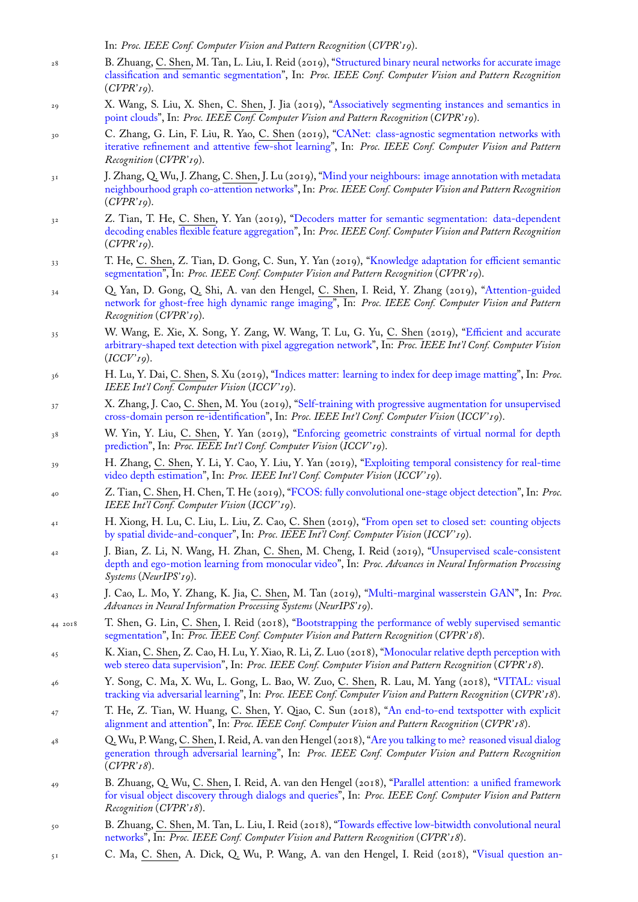In: *Proc. IEEE Conf. Computer Vision and Pattern Recognition* (*CVPR'19*).

28 B. Zhuang, C. Shen, M. Tan, L. Liu, I. Reid (2019), "Structured binary neural networks for accurate image classification and semantic segmentation", In: *Proc. IEEE Conf. Computer Vision and Pattern Recognition* (*CVPR'19*).

29 X. Wang, S. Liu, X. Shen, C. Shen, J. Jia (2019), "Associatively segmenting instances and semantics in point clouds", In: *Proc. IEEE Conf. Computer Vision and Pattern Recognition* (*CVPR'19*).

30 C. Zhang, G. Lin, F. Liu, R. Yao, C. Shen (2019), "CANet: class-agnostic segmentation networks with iterative refinement and attentive few-shot learning", In: *Proc. IEEE Conf. Computer Vision and Pattern Recognition* (*CVPR'19*).

31 J. Zhang, Q. Wu, J. Zhang, C. Shen, J. Lu (2019), "Mind your neighbours: image annotation with metadata neighbourhood graph co-attention networks", In: *Proc. IEEE Conf. Computer Vision and Pattern Recognition* (*CVPR'19*).

32 Z. Tian, T. He, C. Shen, Y. Yan (2019), "Decoders matter for semantic segmentation: data-dependent decoding enables flexible feature aggregation", In: *Proc. IEEE Conf. Computer Vision and Pattern Recognition* (*CVPR'19*).

33 T. He, C. Shen, Z. Tian, D. Gong, C. Sun, Y. Yan (2019), "Knowledge adaptation for efficient semantic segmentation", In: *Proc. IEEE Conf. Computer Vision and Pattern Recognition* (*CVPR'19*).

34 Q. Yan, D. Gong, Q. Shi, A. van den Hengel, C. Shen, I. Reid, Y. Zhang (2019), "Attention-guided network for ghost-free high dynamic range imaging", In: *Proc. IEEE Conf. Computer Vision and Pattern Recognition* (*CVPR'19*).

35 W. Wang, E. Xie, X. Song, Y. Zang, W. Wang, T. Lu, G. Yu, C. Shen (2019), "Efficient and accurate arbitrary-shaped text detection with pixel aggregation network", In: *Proc. IEEE Int'l Conf. Computer Vision* (*ICCV'19*).

36 H. Lu, Y. Dai, C. Shen, S. Xu (2019), "Indices matter: learning to index for deep image matting", In: *Proc. IEEE Int'l Conf. Computer Vision* (*ICCV'19*).

37 X. Zhang, J. Cao, C. Shen, M. You (2019), "Self-training with progressive augmentation for unsupervised cross-domain person re-identification", In: *Proc. IEEE Int'l Conf. Computer Vision* (*ICCV'19*).

38 W. Yin, Y. Liu, C. Shen, Y. Yan (2019), "Enforcing geometric constraints of virtual normal for depth prediction", In: *Proc. IEEE Int'l Conf. Computer Vision* (*ICCV'19*).

39 H. Zhang, C. Shen, Y. Li, Y. Cao, Y. Liu, Y. Yan (2019), "Exploiting temporal consistency for real-time video depth estimation", In: *Proc. IEEE Int'l Conf. Computer Vision* (*ICCV'19*).

40 Z. Tian, C. Shen, H. Chen, T. He (2019), "FCOS: fully convolutional one-stage object detection", In: *Proc. IEEE Int'l Conf. Computer Vision* (*ICCV'19*).

41 H. Xiong, H. Lu, C. Liu, L. Liu, Z. Cao, C. Shen (2019), "From open set to closed set: counting objects by spatial divide-and-conquer", In: *Proc. IEEE Int'l Conf. Computer Vision* (*ICCV'19*).

42 J. Bian, Z. Li, N. Wang, H. Zhan, C. Shen, M. Cheng, I. Reid (2019), "Unsupervised scale-consistent depth and ego-motion learning from monocular video", In: *Proc. Advances in Neural Information Processing Systems* (*NeurIPS'19*).

43 J. Cao, L. Mo, Y. Zhang, K. Jia, C. Shen, M. Tan (2019), "Multi-marginal wasserstein GAN", In: *Proc. Advances in Neural Information Processing Systems* (*NeurIPS'19*).

44 2018 T. Shen, G. Lin, C. Shen, I. Reid (2018), "Bootstrapping the performance of webly supervised semantic segmentation", In: *Proc. IEEE Conf. Computer Vision and Pattern Recognition* (*CVPR'18*).

45 K. Xian, C. Shen, Z. Cao, H. Lu, Y. Xiao, R. Li, Z. Luo (2018), "Monocular relative depth perception with web stereo data supervision", In: *Proc. IEEE Conf. Computer Vision and Pattern Recognition* (*CVPR'18*).

46 Y. Song, C. Ma, X. Wu, L. Gong, L. Bao, W. Zuo, C. Shen, R. Lau, M. Yang (2018), "VITAL: visual tracking via adversarial learning", In: *Proc. IEEE Conf. Computer Vision and Pattern Recognition* (*CVPR'18*).

47 T. He, Z. Tian, W. Huang, C. Shen, Y. Qiao, C. Sun (2018), "An end-to-end textspotter with explicit alignment and attention", In: *Proc. IEEE Conf. Computer Vision and Pattern Recognition* (*CVPR'18*).

48 Q. Wu, P. Wang, C. Shen, I. Reid, A. van den Hengel (2018), "Are you talking to me? reasoned visual dialog generation through adversarial learning", In: *Proc. IEEE Conf. Computer Vision and Pattern Recognition* (*CVPR'18*).

49 B. Zhuang, Q. Wu, C. Shen, I. Reid, A. van den Hengel (2018), "Parallel attention: a unified framework for visual object discovery through dialogs and queries", In: *Proc. IEEE Conf. Computer Vision and Pattern Recognition* (*CVPR'18*).

50 B. Zhuang, C. Shen, M. Tan, L. Liu, I. Reid (2018), "Towards effective low-bitwidth convolutional neural networks", In: *Proc. IEEE Conf. Computer Vision and Pattern Recognition* (*CVPR'18*).

51 C. Ma, C. Shen, A. Dick, Q. Wu, P. Wang, A. van den Hengel, I. Reid (2018), "Visual question an-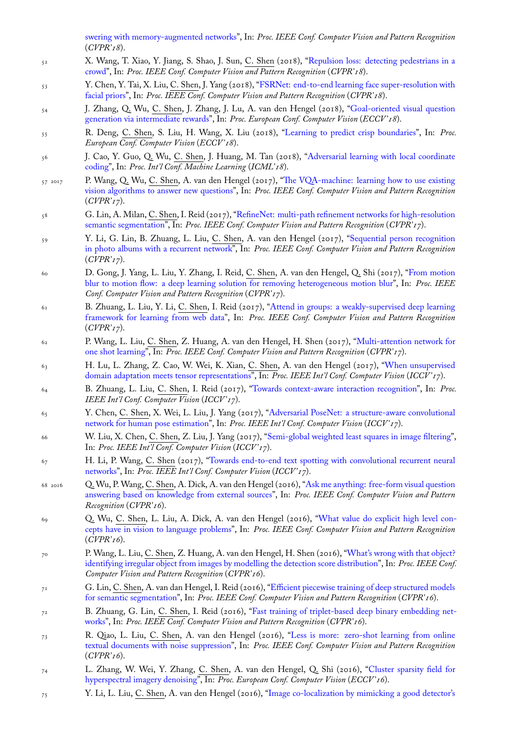swering with memory-augmented networks”, In: *Proc. IEEE Conf. Computer Vision and Pattern Recognition* (*CVPR'18*).

52 X. Wang, T. Xiao, Y. Jiang, S. Shao, J. Sun, C. Shen (2018), “Repulsion loss: detecting pedestrians in a crowd”, In: *Proc. IEEE Conf. Computer Vision and Pattern Recognition* (*CVPR'18*).

53 Y. Chen, Y. Tai, X. Liu, C. Shen, J. Yang (2018), “FSRNet: end-to-end learning face super-resolution with facial priors”, In: *Proc. IEEE Conf. Computer Vision and Pattern Recognition* (*CVPR'18*).

54 J. Zhang, Q. Wu, C. Shen, J. Zhang, J. Lu, A. van den Hengel (2018), “Goal-oriented visual question generation via intermediate rewards”, In: *Proc. European Conf. Computer Vision* (*ECCV'18*).

55 R. Deng, C. Shen, S. Liu, H. Wang, X. Liu (2018), “Learning to predict crisp boundaries”, In: *Proc. European Conf. Computer Vision* (*ECCV'18*).

56 J. Cao, Y. Guo, Q. Wu, C. Shen, J. Huang, M. Tan (2018), “Adversarial learning with local coordinate coding”, In: *Proc. Int'l Conf. Machine Learning* (*ICML'18*).

57 2017 P. Wang, Q. Wu, C. Shen, A. van den Hengel (2017), “The VQA-machine: learning how to use existing vision algorithms to answer new questions”, In: *Proc. IEEE Conf. Computer Vision and Pattern Recognition* (*CVPR'17*).

58 G. Lin, A. Milan, C. Shen, I. Reid (2017), “RefineNet: multi-path refinement networks for high-resolution semantic segmentation”, In: *Proc. IEEE Conf. Computer Vision and Pattern Recognition* (*CVPR'17*).

59 Y. Li, G. Lin, B. Zhuang, L. Liu, C. Shen, A. van den Hengel (2017), “Sequential person recognition in photo albums with a recurrent network”, In: *Proc. IEEE Conf. Computer Vision and Pattern Recognition* (*CVPR'17*).

60 D. Gong, J. Yang, L. Liu, Y. Zhang, I. Reid, C. Shen, A. van den Hengel, Q. Shi (2017), “From motion blur to motion flow: a deep learning solution for removing heterogeneous motion blur”, In: *Proc. IEEE Conf. Computer Vision and Pattern Recognition* (*CVPR'17*).

61 B. Zhuang, L. Liu, Y. Li, C. Shen, I. Reid (2017), “Attend in groups: a weakly-supervised deep learning framework for learning from web data”, In: *Proc. IEEE Conf. Computer Vision and Pattern Recognition* (*CVPR'17*).

62 P. Wang, L. Liu, C. Shen, Z. Huang, A. van den Hengel, H. Shen (2017), “Multi-attention network for one shot learning”, In: *Proc. IEEE Conf. Computer Vision and Pattern Recognition* (*CVPR'17*).

63 H. Lu, L. Zhang, Z. Cao, W. Wei, K. Xian, C. Shen, A. van den Hengel (2017), “When unsupervised domain adaptation meets tensor representations”, In: *Proc. IEEE Int'l Conf. Computer Vision* (*ICCV'17*).

64 B. Zhuang, L. Liu, C. Shen, I. Reid (2017), “Towards context-aware interaction recognition”, In: *Proc. IEEE Int'l Conf. Computer Vision* (*ICCV'17*).

65 Y. Chen, C. Shen, X. Wei, L. Liu, J. Yang (2017), “Adversarial PoseNet: a structure-aware convolutional network for human pose estimation”, In: *Proc. IEEE Int'l Conf. Computer Vision* (*ICCV'17*).

66 W. Liu, X. Chen, C. Shen, Z. Liu, J. Yang (2017), “Semi-global weighted least squares in image filtering”, In: *Proc. IEEE Int'l Conf. Computer Vision* (*ICCV'17*).

67 H. Li, P. Wang, C. Shen (2017), “Towards end-to-end text spotting with convolutional recurrent neural networks”, In: *Proc. IEEE Int'l Conf. Computer Vision* (*ICCV'17*).

68 2016 Q. Wu, P. Wang, C. Shen, A. Dick, A. van den Hengel (2016), “Ask me anything: free-form visual question answering based on knowledge from external sources”, In: *Proc. IEEE Conf. Computer Vision and Pattern Recognition* (*CVPR'16*).

69 Q. Wu, C. Shen, L. Liu, A. Dick, A. van den Hengel (2016), “What value do explicit high level concepts have in vision to language problems”, In: *Proc. IEEE Conf. Computer Vision and Pattern Recognition* (*CVPR'16*).

70 P. Wang, L. Liu, C. Shen, Z. Huang, A. van den Hengel, H. Shen (2016), “What's wrong with that object? identifying irregular object from images by modelling the detection score distribution”, In: *Proc. IEEE Conf. Computer Vision and Pattern Recognition* (*CVPR'16*).

71 G. Lin, C. Shen, A. van dan Hengel, I. Reid (2016), “Efficient piecewise training of deep structured models for semantic segmentation”, In: *Proc. IEEE Conf. Computer Vision and Pattern Recognition* (*CVPR'16*).

72 B. Zhuang, G. Lin, C. Shen, I. Reid (2016), “Fast training of triplet-based deep binary embedding networks”, In: *Proc. IEEE Conf. Computer Vision and Pattern Recognition* (*CVPR'16*).

73 R. Qiao, L. Liu, C. Shen, A. van den Hengel (2016), “Less is more: zero-shot learning from online textual documents with noise suppression”, In: *Proc. IEEE Conf. Computer Vision and Pattern Recognition* (*CVPR'16*).

74 L. Zhang, W. Wei, Y. Zhang, C. Shen, A. van den Hengel, Q. Shi (2016), “Cluster sparsity field for hyperspectral imagery denoising”, In: *Proc. European Conf. Computer Vision* (*ECCV'16*).

75 Y. Li, L. Liu, C. Shen, A. van den Hengel (2016), “Image co-localization by mimicking a good detector's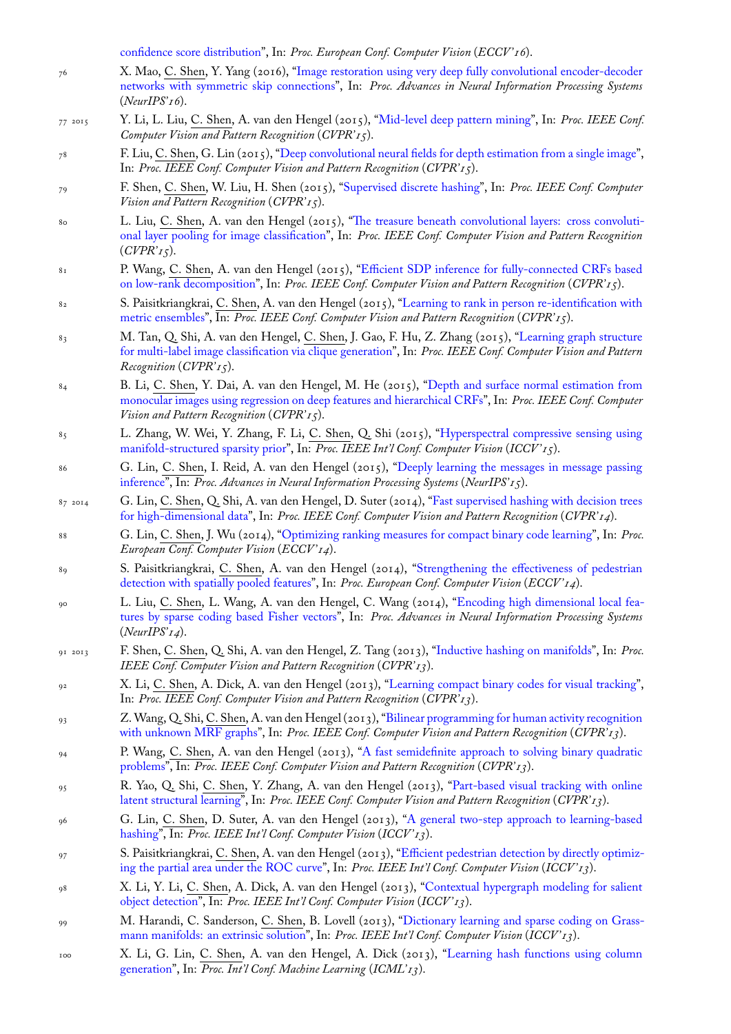confidence score distribution", In: *Proc. European Conf. Computer Vision* (*ECCV'16*).

76 X. Mao, C. Shen, Y. Yang (2016), "Image restoration using very deep fully convolutional encoder-decoder networks with symmetric skip connections", In: *Proc. Advances in Neural Information Processing Systems* (*NeurIPS'16*).

77 2015 Y. Li, L. Liu, C. Shen, A. van den Hengel (2015), "Mid-level deep pattern mining", In: *Proc. IEEE Conf. Computer Vision and Pattern Recognition* (*CVPR'15*).

78 F. Liu, C. Shen, G. Lin (2015), "Deep convolutional neural fields for depth estimation from a single image", In: *Proc. IEEE Conf. Computer Vision and Pattern Recognition* (*CVPR'15*).

79 F. Shen, C. Shen, W. Liu, H. Shen (2015), "Supervised discrete hashing", In: *Proc. IEEE Conf. Computer Vision and Pattern Recognition* (*CVPR'15*).

80 L. Liu, C. Shen, A. van den Hengel (2015), "The treasure beneath convolutional layers: cross convolutional layer pooling for image classification", In: *Proc. IEEE Conf. Computer Vision and Pattern Recognition* (*CVPR'15*).

81 P. Wang, C. Shen, A. van den Hengel (2015), "Efficient SDP inference for fully-connected CRFs based on low-rank decomposition", In: *Proc. IEEE Conf. Computer Vision and Pattern Recognition* (*CVPR'15*).

82 S. Paisitkriangkrai, C. Shen, A. van den Hengel (2015), "Learning to rank in person re-identification with metric ensembles", In: *Proc. IEEE Conf. Computer Vision and Pattern Recognition* (*CVPR'15*).

83 M. Tan, Q. Shi, A. van den Hengel, C. Shen, J. Gao, F. Hu, Z. Zhang (2015), "Learning graph structure for multi-label image classification via clique generation", In: *Proc. IEEE Conf. Computer Vision and Pattern Recognition* (*CVPR'15*).

84 B. Li, C. Shen, Y. Dai, A. van den Hengel, M. He (2015), "Depth and surface normal estimation from monocular images using regression on deep features and hierarchical CRFs", In: *Proc. IEEE Conf. Computer Vision and Pattern Recognition* (*CVPR'15*).

85 L. Zhang, W. Wei, Y. Zhang, F. Li, C. Shen, Q. Shi (2015), "Hyperspectral compressive sensing using manifold-structured sparsity prior", In: *Proc. IEEE Int'l Conf. Computer Vision* (*ICCV'15*).

86 G. Lin, C. Shen, I. Reid, A. van den Hengel (2015), "Deeply learning the messages in message passing inference", In: *Proc. Advances in Neural Information Processing Systems* (*NeurIPS'15*).

87 2014 G. Lin, C. Shen, Q. Shi, A. van den Hengel, D. Suter (2014), "Fast supervised hashing with decision trees for high-dimensional data", In: *Proc. IEEE Conf. Computer Vision and Pattern Recognition* (*CVPR'14*).

88 G. Lin, C. Shen, J. Wu (2014), "Optimizing ranking measures for compact binary code learning", In: *Proc. European Conf. Computer Vision* (*ECCV'14*).

89 S. Paisitkriangkrai, C. Shen, A. van den Hengel (2014), "Strengthening the effectiveness of pedestrian detection with spatially pooled features", In: *Proc. European Conf. Computer Vision* (*ECCV'14*).

90 L. Liu, C. Shen, L. Wang, A. van den Hengel, C. Wang (2014), "Encoding high dimensional local features by sparse coding based Fisher vectors", In: *Proc. Advances in Neural Information Processing Systems* (*NeurIPS'14*).

91 2013 F. Shen, C. Shen, Q. Shi, A. van den Hengel, Z. Tang (2013), "Inductive hashing on manifolds", In: *Proc. IEEE Conf. Computer Vision and Pattern Recognition* (*CVPR'13*).

92 X. Li, C. Shen, A. Dick, A. van den Hengel (2013), "Learning compact binary codes for visual tracking", In: *Proc. IEEE Conf. Computer Vision and Pattern Recognition* (*CVPR'13*).

93 Z. Wang, Q. Shi, C. Shen, A. van den Hengel (2013), "Bilinear programming for human activity recognition with unknown MRF graphs", In: *Proc. IEEE Conf. Computer Vision and Pattern Recognition* (*CVPR'13*).

94 P. Wang, C. Shen, A. van den Hengel (2013), "A fast semidefinite approach to solving binary quadratic problems", In: *Proc. IEEE Conf. Computer Vision and Pattern Recognition* (*CVPR'13*).

95 R. Yao, Q. Shi, C. Shen, Y. Zhang, A. van den Hengel (2013), "Part-based visual tracking with online latent structural learning", In: *Proc. IEEE Conf. Computer Vision and Pattern Recognition* (*CVPR'13*).

96 G. Lin, C. Shen, D. Suter, A. van den Hengel (2013), "A general two-step approach to learning-based hashing", In: *Proc. IEEE Int'l Conf. Computer Vision* (*ICCV'13*).

97 S. Paisitkriangkrai, C. Shen, A. van den Hengel (2013), "Efficient pedestrian detection by directly optimizing the partial area under the ROC curve", In: *Proc. IEEE Int'l Conf. Computer Vision* (*ICCV'13*).

98 X. Li, Y. Li, C. Shen, A. Dick, A. van den Hengel (2013), "Contextual hypergraph modeling for salient object detection", In: *Proc. IEEE Int'l Conf. Computer Vision* (*ICCV'13*).

99 M. Harandi, C. Sanderson, C. Shen, B. Lovell (2013), "Dictionary learning and sparse coding on Grassmann manifolds: an extrinsic solution", In: *Proc. IEEE Int'l Conf. Computer Vision* (*ICCV'13*).

100 X. Li, G. Lin, C. Shen, A. van den Hengel, A. Dick (2013), "Learning hash functions using column generation", In: *Proc. Int'l Conf. Machine Learning* (*ICML'13*).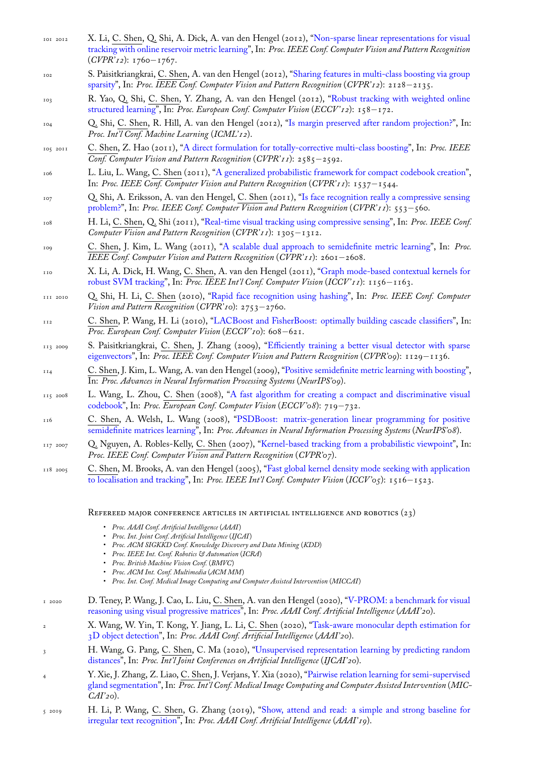101 2012 X. Li, C. Shen, Q. Shi, A. Dick, A. van den Hengel (2012), "Non-sparse linear representations for visual tracking with online reservoir metric learning", In: *Proc. IEEE Conf. Computer Vision and Pattern Recognition* (*CVPR'12*): 1760−1767.

102 S. Paisitkriangkrai, C. Shen, A. van den Hengel (2012), "Sharing features in multi-class boosting via group sparsity", In: *Proc. IEEE Conf. Computer Vision and Pattern Recognition* (*CVPR'12*): 2128−2135.

103 R. Yao, Q. Shi, C. Shen, Y. Zhang, A. van den Hengel (2012), "Robust tracking with weighted online structured learning", In: *Proc. European Conf. Computer Vision* (*ECCV'12*): 158−172.

104 Q. Shi, C. Shen, R. Hill, A. van den Hengel (2012), "Is margin preserved after random projection?", In: *Proc. Int'l Conf. Machine Learning* (*ICML'12*).

105 2011 C. Shen, Z. Hao (2011), "A direct formulation for totally-corrective multi-class boosting", In: *Proc. IEEE Conf. Computer Vision and Pattern Recognition* (*CVPR'11*): 2585−2592.

106 L. Liu, L. Wang, C. Shen (2011), "A generalized probabilistic framework for compact codebook creation", In: *Proc. IEEE Conf. Computer Vision and Pattern Recognition* (*CVPR'11*): 1537−1544.

107 Q. Shi, A. Eriksson, A. van den Hengel, C. Shen (2011), "Is face recognition really a compressive sensing problem?", In: *Proc. IEEE Conf. Computer Vision and Pattern Recognition* (*CVPR'11*): 553−560.

108 H. Li, C. Shen, Q. Shi (2011), "Real-time visual tracking using compressive sensing", In: *Proc. IEEE Conf. Computer Vision and Pattern Recognition* (*CVPR'11*): 1305−1312.

109 C. Shen, J. Kim, L. Wang (2011), "A scalable dual approach to semidefinite metric learning", In: *Proc. IEEE Conf. Computer Vision and Pattern Recognition* (*CVPR'11*): 2601−2608.

110 X. Li, A. Dick, H. Wang, C. Shen, A. van den Hengel (2011), "Graph mode-based contextual kernels for robust SVM tracking", In: *Proc. IEEE Int'l Conf. Computer Vision* (*ICCV'11*): 1156−1163.

111 2010 Q. Shi, H. Li, C. Shen (2010), "Rapid face recognition using hashing", In: *Proc. IEEE Conf. Computer Vision and Pattern Recognition* (*CVPR'10*): 2753−2760.

112 C. Shen, P. Wang, H. Li (2010), "LACBoost and FisherBoost: optimally building cascade classifiers", In: *Proc. European Conf. Computer Vision* (*ECCV'10*): 608−621.

113 2009 S. Paisitkriangkrai, C. Shen, J. Zhang (2009), "Efficiently training a better visual detector with sparse eigenvectors", In: *Proc. IEEE Conf. Computer Vision and Pattern Recognition* (*CVPR'09*): 1129−1136.

114 C. Shen, J. Kim, L. Wang, A. van den Hengel (2009), "Positive semidefinite metric learning with boosting", In: *Proc. Advances in Neural Information Processing Systems* (*NeurIPS'09*).

115 2008 L. Wang, L. Zhou, C. Shen (2008), "A fast algorithm for creating a compact and discriminative visual codebook", In: *Proc. European Conf. Computer Vision* (*ECCV'08*): 719−732.

116 C. Shen, A. Welsh, L. Wang (2008), "PSDBoost: matrix-generation linear programming for positive semidefinite matrices learning", In: *Proc. Advances in Neural Information Processing Systems* (*NeurIPS'08*).

117 2007 Q. Nguyen, A. Robles-Kelly, C. Shen (2007), "Kernel-based tracking from a probabilistic viewpoint", In: *Proc. IEEE Conf. Computer Vision and Pattern Recognition* (*CVPR'07*).

118 2005 C. Shen, M. Brooks, A. van den Hengel (2005), "Fast global kernel density mode seeking with application to localisation and tracking", In: *Proc. IEEE Int'l Conf. Computer Vision* (*ICCV'05*): 1516−1523.

## Refereed major conference articles in artificial intelligence and robotics (23)

- *Proc. AAAI Conf. Artificial Intelligence* (*AAAI*)
- *Proc. Int. Joint Conf. Artificial Intelligence* (*IJCAI*)
- *Proc. ACM SIGKKD Conf. Knowledge Discovery and Data Mining* (*KDD*)
- *Proc. IEEE Int. Conf. Robotics & Automation* (*ICRA*)
- *Proc. British Machine Vision Conf.* (*BMVC*)
- *Proc. ACM Int. Conf. Multimedia* (*ACM MM*)
- *Proc. Int. Conf. Medical Image Computing and Computer Assisted Intervention* (*MICCAI*)

1 2020 D. Teney, P. Wang, J. Cao, L. Liu, C. Shen, A. van den Hengel (2020), "V-PROM: a benchmark for visual reasoning using visual progressive matrices", In: *Proc. AAAI Conf. Artificial Intelligence* (*AAAI'20*).

2 X. Wang, W. Yin, T. Kong, Y. Jiang, L. Li, C. Shen (2020), "Task-aware monocular depth estimation for 3D object detection", In: *Proc. AAAI Conf. Artificial Intelligence* (*AAAI'20*).

3 H. Wang, G. Pang, C. Shen, C. Ma (2020), "Unsupervised representation learning by predicting random distances", In: *Proc. Int'l Joint Conferences on Artificial Intelligence* (*IJCAI'20*).

4 Y. Xie, J. Zhang, Z. Liao, C. Shen, J. Verjans, Y. Xia (2020), "Pairwise relation learning for semi-supervised gland segmentation", In: *Proc. Int'l Conf. Medical Image Computing and Computer Assisted Intervention* (*MICCAI'20*).

5 2019 H. Li, P. Wang, C. Shen, G. Zhang (2019), "Show, attend and read: a simple and strong baseline for irregular text recognition", In: *Proc. AAAI Conf. Artificial Intelligence* (*AAAI'19*).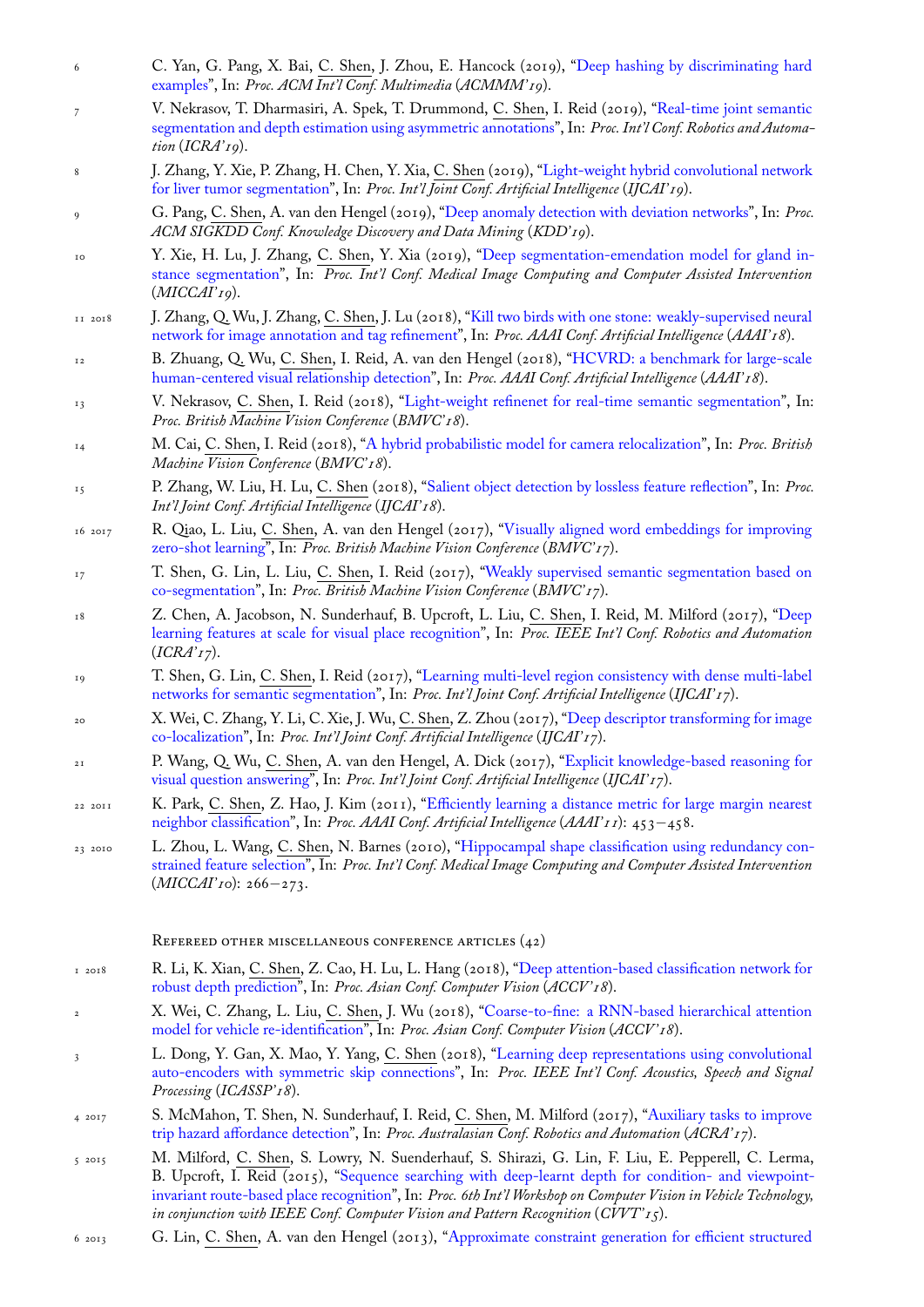6 C. Yan, G. Pang, X. Bai, C. Shen, J. Zhou, E. Hancock (2019), "Deep hashing by discriminating hard examples", In: *Proc. ACM Int'l Conf. Multimedia* (*ACMMM'19*).

7 V. Nekrasov, T. Dharmasiri, A. Spek, T. Drummond, C. Shen, I. Reid (2019), "Real-time joint semantic segmentation and depth estimation using asymmetric annotations", In: *Proc. Int'l Conf. Robotics and Automation* (*ICRA'19*).

8 J. Zhang, Y. Xie, P. Zhang, H. Chen, Y. Xia, C. Shen (2019), "Light-weight hybrid convolutional network for liver tumor segmentation", In: *Proc. Int'l Joint Conf. Artificial Intelligence* (*IJCAI'19*).

9 G. Pang, C. Shen, A. van den Hengel (2019), "Deep anomaly detection with deviation networks", In: *Proc. ACM SIGKDD Conf. Knowledge Discovery and Data Mining* (*KDD'19*).

10 Y. Xie, H. Lu, J. Zhang, C. Shen, Y. Xia (2019), "Deep segmentation-emendation model for gland instance segmentation", In: *Proc. Int'l Conf. Medical Image Computing and Computer Assisted Intervention* (*MICCAI'19*).

11 2018 J. Zhang, Q. Wu, J. Zhang, C. Shen, J. Lu (2018), "Kill two birds with one stone: weakly-supervised neural network for image annotation and tag refinement", In: *Proc. AAAI Conf. Artificial Intelligence* (*AAAI'18*).

12 B. Zhuang, Q. Wu, C. Shen, I. Reid, A. van den Hengel (2018), "HCVRD: a benchmark for large-scale human-centered visual relationship detection", In: *Proc. AAAI Conf. Artificial Intelligence* (*AAAI'18*).

13 V. Nekrasov, C. Shen, I. Reid (2018), "Light-weight refinenet for real-time semantic segmentation", In: *Proc. British Machine Vision Conference* (*BMVC'18*).

14 M. Cai, C. Shen, I. Reid (2018), "A hybrid probabilistic model for camera relocalization", In: *Proc. British Machine Vision Conference* (*BMVC'18*).

15 P. Zhang, W. Liu, H. Lu, C. Shen (2018), "Salient object detection by lossless feature reflection", In: *Proc. Int'l Joint Conf. Artificial Intelligence* (*IJCAI'18*).

16 2017 R. Qiao, L. Liu, C. Shen, A. van den Hengel (2017), "Visually aligned word embeddings for improving zero-shot learning", In: *Proc. British Machine Vision Conference* (*BMVC'17*).

17 T. Shen, G. Lin, L. Liu, C. Shen, I. Reid (2017), "Weakly supervised semantic segmentation based on co-segmentation", In: *Proc. British Machine Vision Conference* (*BMVC'17*).

18 Z. Chen, A. Jacobson, N. Sunderhauf, B. Upcroft, L. Liu, C. Shen, I. Reid, M. Milford (2017), "Deep learning features at scale for visual place recognition", In: *Proc. IEEE Int'l Conf. Robotics and Automation* (*ICRA'17*).

19 T. Shen, G. Lin, C. Shen, I. Reid (2017), "Learning multi-level region consistency with dense multi-label networks for semantic segmentation", In: *Proc. Int'l Joint Conf. Artificial Intelligence* (*IJCAI'17*).

20 X. Wei, C. Zhang, Y. Li, C. Xie, J. Wu, C. Shen, Z. Zhou (2017), "Deep descriptor transforming for image co-localization", In: *Proc. Int'l Joint Conf. Artificial Intelligence* (*IJCAI'17*).

21 P. Wang, Q. Wu, C. Shen, A. van den Hengel, A. Dick (2017), "Explicit knowledge-based reasoning for visual question answering", In: *Proc. Int'l Joint Conf. Artificial Intelligence* (*IJCAI'17*).

22 2011 K. Park, C. Shen, Z. Hao, J. Kim (2011), "Efficiently learning a distance metric for large margin nearest neighbor classification", In: *Proc. AAAI Conf. Artificial Intelligence* (*AAAI'11*): 453–458.

23 2010 L. Zhou, L. Wang, C. Shen, N. Barnes (2010), "Hippocampal shape classification using redundancy constrained feature selection", In: *Proc. Int'l Conf. Medical Image Computing and Computer Assisted Intervention* (*MICCAI'10*): 266–273.

### Refereed other miscellaneous conference articles (42)

1 2018 R. Li, K. Xian, C. Shen, Z. Cao, H. Lu, L. Hang (2018), "Deep attention-based classification network for robust depth prediction", In: *Proc. Asian Conf. Computer Vision* (*ACCV'18*).

2 X. Wei, C. Zhang, L. Liu, C. Shen, J. Wu (2018), "Coarse-to-fine: a RNN-based hierarchical attention model for vehicle re-identification", In: *Proc. Asian Conf. Computer Vision* (*ACCV'18*).

3 L. Dong, Y. Gan, X. Mao, Y. Yang, C. Shen (2018), "Learning deep representations using convolutional auto-encoders with symmetric skip connections", In: *Proc. IEEE Int'l Conf. Acoustics, Speech and Signal Processing* (*ICASSP'18*).

4 2017 S. McMahon, T. Shen, N. Sunderhauf, I. Reid, C. Shen, M. Milford (2017), "Auxiliary tasks to improve trip hazard affordance detection", In: *Proc. Australasian Conf. Robotics and Automation* (*ACRA'17*).

5 2015 M. Milford, C. Shen, S. Lowry, N. Suenderhauf, S. Shirazi, G. Lin, F. Liu, E. Pepperell, C. Lerma, B. Upcroft, I. Reid (2015), "Sequence searching with deep-learnt depth for condition- and viewpoint-invariant route-based place recognition", In: *Proc. 6th Int'l Workshop on Computer Vision in Vehicle Technology, in conjunction with IEEE Conf. Computer Vision and Pattern Recognition* (*CVVT'15*).

6 2013 G. Lin, C. Shen, A. van den Hengel (2013), "Approximate constraint generation for efficient structured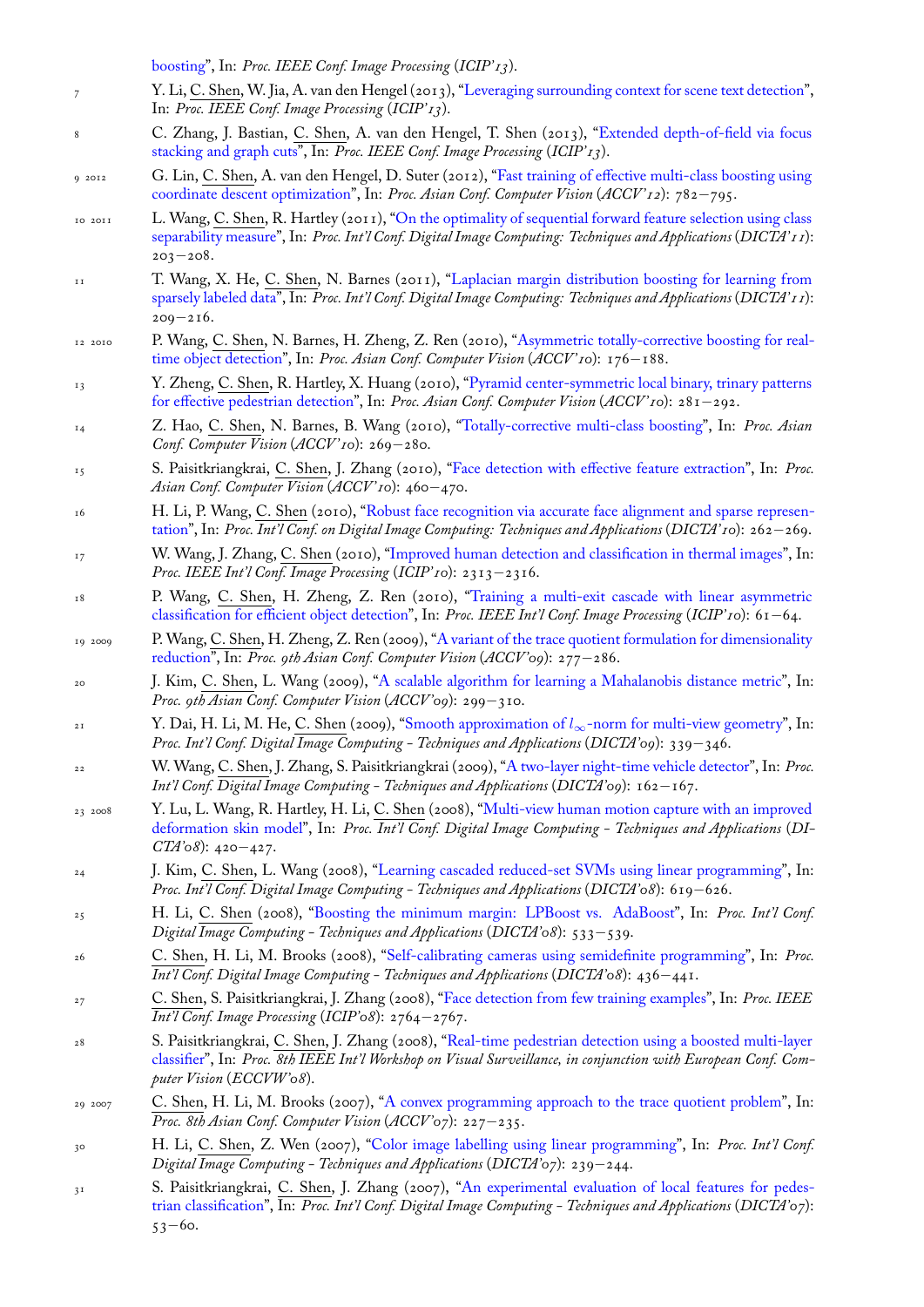boosting", In: *Proc. IEEE Conf. Image Processing* (*ICIP'13*).

7 Y. Li, C. Shen, W. Jia, A. van den Hengel (2013), "Leveraging surrounding context for scene text detection", In: *Proc. IEEE Conf. Image Processing* (*ICIP'13*).

8 C. Zhang, J. Bastian, C. Shen, A. van den Hengel, T. Shen (2013), "Extended depth-of-field via focus stacking and graph cuts", In: *Proc. IEEE Conf. Image Processing* (*ICIP'13*).

9 2012 G. Lin, C. Shen, A. van den Hengel, D. Suter (2012), "Fast training of effective multi-class boosting using coordinate descent optimization", In: *Proc. Asian Conf. Computer Vision* (*ACCV'12*): 782–795.

10 2011 L. Wang, C. Shen, R. Hartley (2011), "On the optimality of sequential forward feature selection using class separability measure", In: *Proc. Int'l Conf. Digital Image Computing: Techniques and Applications* (*DICTA'11*): 203–208.

11 T. Wang, X. He, C. Shen, N. Barnes (2011), "Laplacian margin distribution boosting for learning from sparsely labeled data", In: *Proc. Int'l Conf. Digital Image Computing: Techniques and Applications* (*DICTA'11*): 209–216.

12 2010 P. Wang, C. Shen, N. Barnes, H. Zheng, Z. Ren (2010), "Asymmetric totally-corrective boosting for real-time object detection", In: *Proc. Asian Conf. Computer Vision* (*ACCV'10*): 176–188.

13 Y. Zheng, C. Shen, R. Hartley, X. Huang (2010), "Pyramid center-symmetric local binary, trinary patterns for effective pedestrian detection", In: *Proc. Asian Conf. Computer Vision* (*ACCV'10*): 281–292.

14 Z. Hao, C. Shen, N. Barnes, B. Wang (2010), "Totally-corrective multi-class boosting", In: *Proc. Asian Conf. Computer Vision* (*ACCV'10*): 269–280.

15 S. Paisitkriangkrai, C. Shen, J. Zhang (2010), "Face detection with effective feature extraction", In: *Proc. Asian Conf. Computer Vision* (*ACCV'10*): 460–470.

16 H. Li, P. Wang, C. Shen (2010), "Robust face recognition via accurate face alignment and sparse representation", In: *Proc. Int'l Conf. on Digital Image Computing: Techniques and Applications* (*DICTA'10*): 262–269.

17 W. Wang, J. Zhang, C. Shen (2010), "Improved human detection and classification in thermal images", In: *Proc. IEEE Int'l Conf. Image Processing* (*ICIP'10*): 2313–2316.

18 P. Wang, C. Shen, H. Zheng, Z. Ren (2010), "Training a multi-exit cascade with linear asymmetric classification for efficient object detection", In: *Proc. IEEE Int'l Conf. Image Processing* (*ICIP'10*): 61–64.

19 2009 P. Wang, C. Shen, H. Zheng, Z. Ren (2009), "A variant of the trace quotient formulation for dimensionality reduction", In: *Proc. 9th Asian Conf. Computer Vision* (*ACCV'09*): 277–286.

20 J. Kim, C. Shen, L. Wang (2009), "A scalable algorithm for learning a Mahalanobis distance metric", In: *Proc. 9th Asian Conf. Computer Vision* (*ACCV'09*): 299–310.

21 Y. Dai, H. Li, M. He, C. Shen (2009), "Smooth approximation of $l_\infty$-norm for multi-view geometry", In: *Proc. Int'l Conf. Digital Image Computing - Techniques and Applications* (*DICTA'09*): 339–346.

22 W. Wang, C. Shen, J. Zhang, S. Paisitkriangkrai (2009), "A two-layer night-time vehicle detector", In: *Proc. Int'l Conf. Digital Image Computing - Techniques and Applications* (*DICTA'09*): 162–167.

23 2008 Y. Lu, L. Wang, R. Hartley, H. Li, C. Shen (2008), "Multi-view human motion capture with an improved deformation skin model", In: *Proc. Int'l Conf. Digital Image Computing - Techniques and Applications* (*DICTA'08*): 420–427.

24 J. Kim, C. Shen, L. Wang (2008), "Learning cascaded reduced-set SVMs using linear programming", In: *Proc. Int'l Conf. Digital Image Computing - Techniques and Applications* (*DICTA'08*): 619–626.

25 H. Li, C. Shen (2008), "Boosting the minimum margin: LPBoost vs. AdaBoost", In: *Proc. Int'l Conf. Digital Image Computing - Techniques and Applications* (*DICTA'08*): 533–539.

26 C. Shen, H. Li, M. Brooks (2008), "Self-calibrating cameras using semidefinite programming", In: *Proc. Int'l Conf. Digital Image Computing - Techniques and Applications* (*DICTA'08*): 436–441.

27 C. Shen, S. Paisitkriangkrai, J. Zhang (2008), "Face detection from few training examples", In: *Proc. IEEE Int'l Conf. Image Processing* (*ICIP'08*): 2764–2767.

28 S. Paisitkriangkrai, C. Shen, J. Zhang (2008), "Real-time pedestrian detection using a boosted multi-layer classifier", In: *Proc. 8th IEEE Int'l Workshop on Visual Surveillance, in conjunction with European Conf. Computer Vision* (*ECCVW'08*).

29 2007 C. Shen, H. Li, M. Brooks (2007), "A convex programming approach to the trace quotient problem", In: *Proc. 8th Asian Conf. Computer Vision* (*ACCV'07*): 227–235.

30 H. Li, C. Shen, Z. Wen (2007), "Color image labelling using linear programming", In: *Proc. Int'l Conf. Digital Image Computing - Techniques and Applications* (*DICTA'07*): 239–244.

31 S. Paisitkriangkrai, C. Shen, J. Zhang (2007), "An experimental evaluation of local features for pedestrian classification", In: *Proc. Int'l Conf. Digital Image Computing - Techniques and Applications* (*DICTA'07*): 53–60.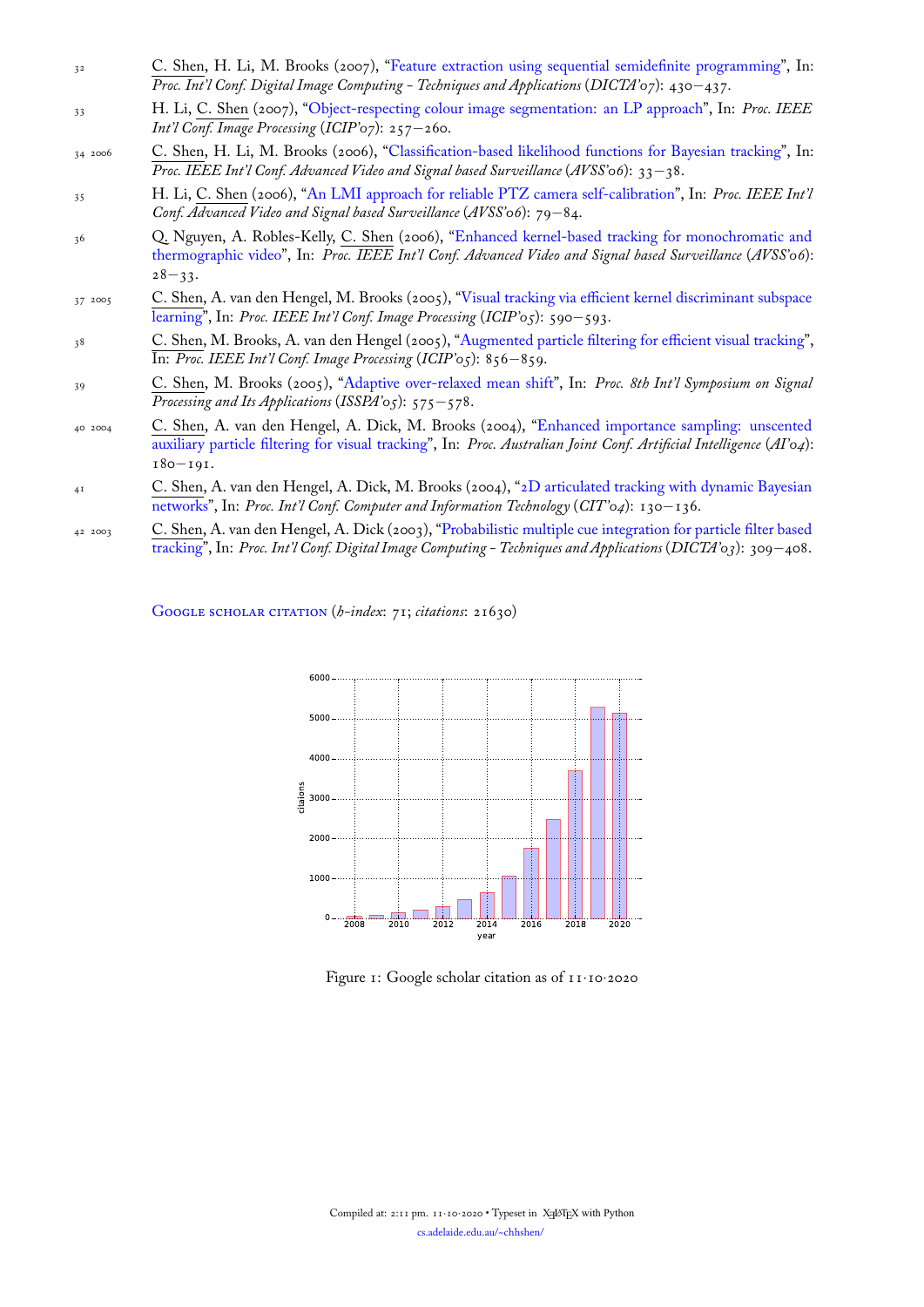32 C. Shen, H. Li, M. Brooks (2007), "Feature extraction using sequential semidefinite programming", In: *Proc. Int'l Conf. Digital Image Computing - Techniques and Applications* (*DICTA'07*): 430–437.

33 H. Li, C. Shen (2007), "Object-respecting colour image segmentation: an LP approach", In: *Proc. IEEE Int'l Conf. Image Processing* (*ICIP'07*): 257–260.

34 2006 C. Shen, H. Li, M. Brooks (2006), "Classification-based likelihood functions for Bayesian tracking", In: *Proc. IEEE Int'l Conf. Advanced Video and Signal based Surveillance* (*AVSS'06*): 33–38.

35 H. Li, C. Shen (2006), "An LMI approach for reliable PTZ camera self-calibration", In: *Proc. IEEE Int'l Conf. Advanced Video and Signal based Surveillance* (*AVSS'06*): 79–84.

36 Q. Nguyen, A. Robles-Kelly, C. Shen (2006), "Enhanced kernel-based tracking for monochromatic and thermographic video", In: *Proc. IEEE Int'l Conf. Advanced Video and Signal based Surveillance* (*AVSS'06*): 28–33.

37 2005 C. Shen, A. van den Hengel, M. Brooks (2005), "Visual tracking via efficient kernel discriminant subspace learning", In: *Proc. IEEE Int'l Conf. Image Processing* (*ICIP'05*): 590–593.

38 C. Shen, M. Brooks, A. van den Hengel (2005), "Augmented particle filtering for efficient visual tracking", In: *Proc. IEEE Int'l Conf. Image Processing* (*ICIP'05*): 856–859.

39 C. Shen, M. Brooks (2005), "Adaptive over-relaxed mean shift", In: *Proc. 8th Int'l Symposium on Signal Processing and Its Applications* (*ISSPA'05*): 575–578.

40 2004 C. Shen, A. van den Hengel, A. Dick, M. Brooks (2004), "Enhanced importance sampling: unscented auxiliary particle filtering for visual tracking", In: *Proc. Australian Joint Conf. Artificial Intelligence* (*AI'04*): 180–191.

41 C. Shen, A. van den Hengel, A. Dick, M. Brooks (2004), "2D articulated tracking with dynamic Bayesian networks", In: *Proc. Int'l Conf. Computer and Information Technology* (*CIT'04*): 130–136.

42 2003 C. Shen, A. van den Hengel, A. Dick (2003), "Probabilistic multiple cue integration for particle filter based tracking", In: *Proc. Int'l Conf. Digital Image Computing - Techniques and Applications* (*DICTA'03*): 309–408.

Google scholar citation (*h-index*: 71; *citations*: 21630)

6000
5000
4000
3000
2000
1000
0
citaions
2008 2010 2012 2014 2016 2018 2020
year

Figure 1: Google scholar citation as of 11·10·2020

Compiled at: 2:11 pm. 11·10·2020 • Typeset in XƎLaTeX with Python
cs.adelaide.edu.au/~chhshen/